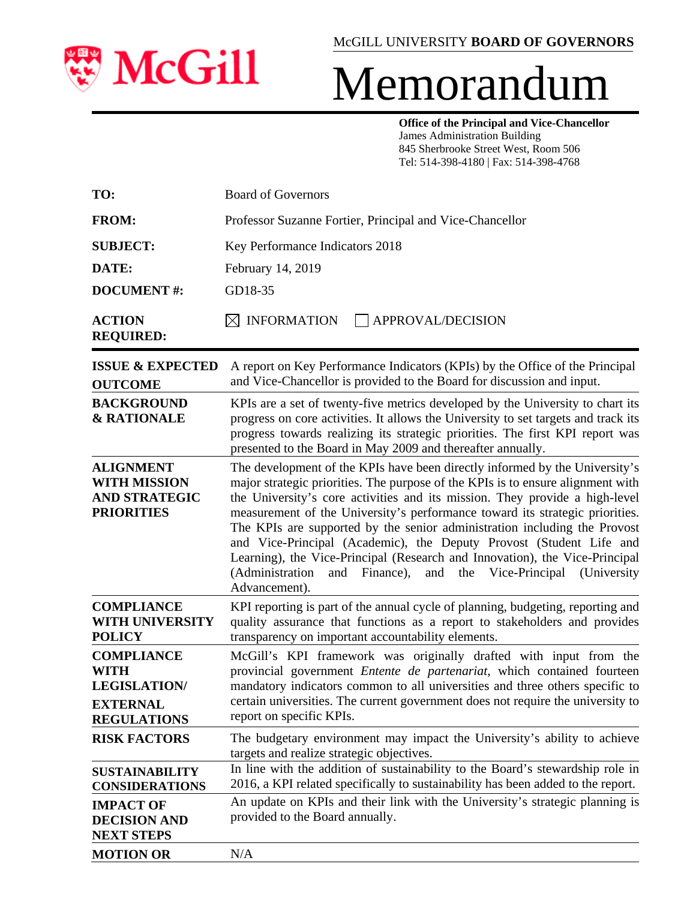McGILL UNIVERSITY **BOARD OF GOVERNORS**

# Memorandum

**Office of the Principal and Vice-Chancellor**
James Administration Building
845 Sherbrooke Street West, Room 506
Tel: 514-398-4180 | Fax: 514-398-4768

| | |
|---|---|
| **TO:** | Board of Governors |
| **FROM:** | Professor Suzanne Fortier, Principal and Vice-Chancellor |
| **SUBJECT:** | Key Performance Indicators 2018 |
| **DATE:** | February 14, 2019 |
| **DOCUMENT #:** | GD18-35 |
| **ACTION REQUIRED:** | ☒ INFORMATION ☐ APPROVAL/DECISION |

| | |
|---|---|
| **ISSUE & EXPECTED OUTCOME** | A report on Key Performance Indicators (KPIs) by the Office of the Principal and Vice-Chancellor is provided to the Board for discussion and input. |
| **BACKGROUND & RATIONALE** | KPIs are a set of twenty-five metrics developed by the University to chart its progress on core activities. It allows the University to set targets and track its progress towards realizing its strategic priorities. The first KPI report was presented to the Board in May 2009 and thereafter annually. |
| **ALIGNMENT WITH MISSION AND STRATEGIC PRIORITIES** | The development of the KPIs have been directly informed by the University's major strategic priorities. The purpose of the KPIs is to ensure alignment with the University's core activities and its mission. They provide a high-level measurement of the University's performance toward its strategic priorities. The KPIs are supported by the senior administration including the Provost and Vice-Principal (Academic), the Deputy Provost (Student Life and Learning), the Vice-Principal (Research and Innovation), the Vice-Principal (Administration and Finance), and the Vice-Principal (University Advancement). |
| **COMPLIANCE WITH UNIVERSITY POLICY** | KPI reporting is part of the annual cycle of planning, budgeting, reporting and quality assurance that functions as a report to stakeholders and provides transparency on important accountability elements. |
| **COMPLIANCE WITH LEGISLATION/ EXTERNAL REGULATIONS** | McGill's KPI framework was originally drafted with input from the provincial government *Entente de partenariat*, which contained fourteen mandatory indicators common to all universities and three others specific to certain universities. The current government does not require the university to report on specific KPIs. |
| **RISK FACTORS** | The budgetary environment may impact the University's ability to achieve targets and realize strategic objectives. |
| **SUSTAINABILITY CONSIDERATIONS** | In line with the addition of sustainability to the Board's stewardship role in 2016, a KPI related specifically to sustainability has been added to the report. |
| **IMPACT OF DECISION AND NEXT STEPS** | An update on KPIs and their link with the University's strategic planning is provided to the Board annually. |
| **MOTION OR** | N/A |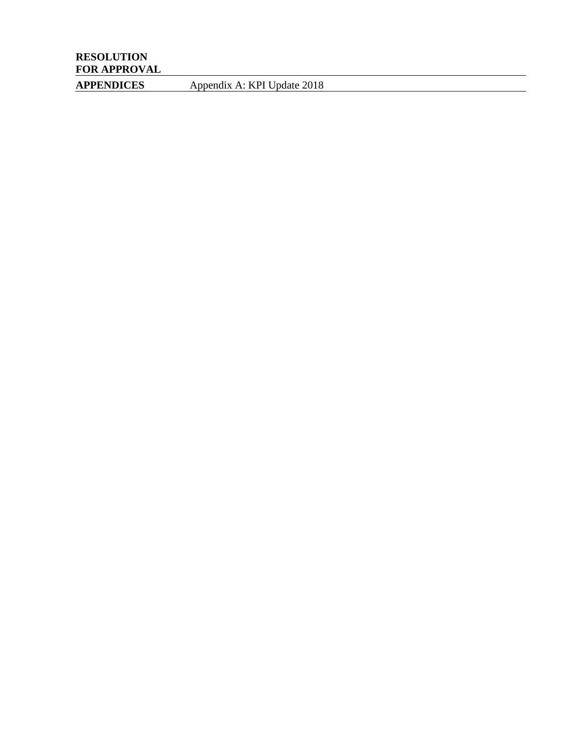| **RESOLUTION FOR APPROVAL** | |
|---|---|
| **APPENDICES** | Appendix A: KPI Update 2018 |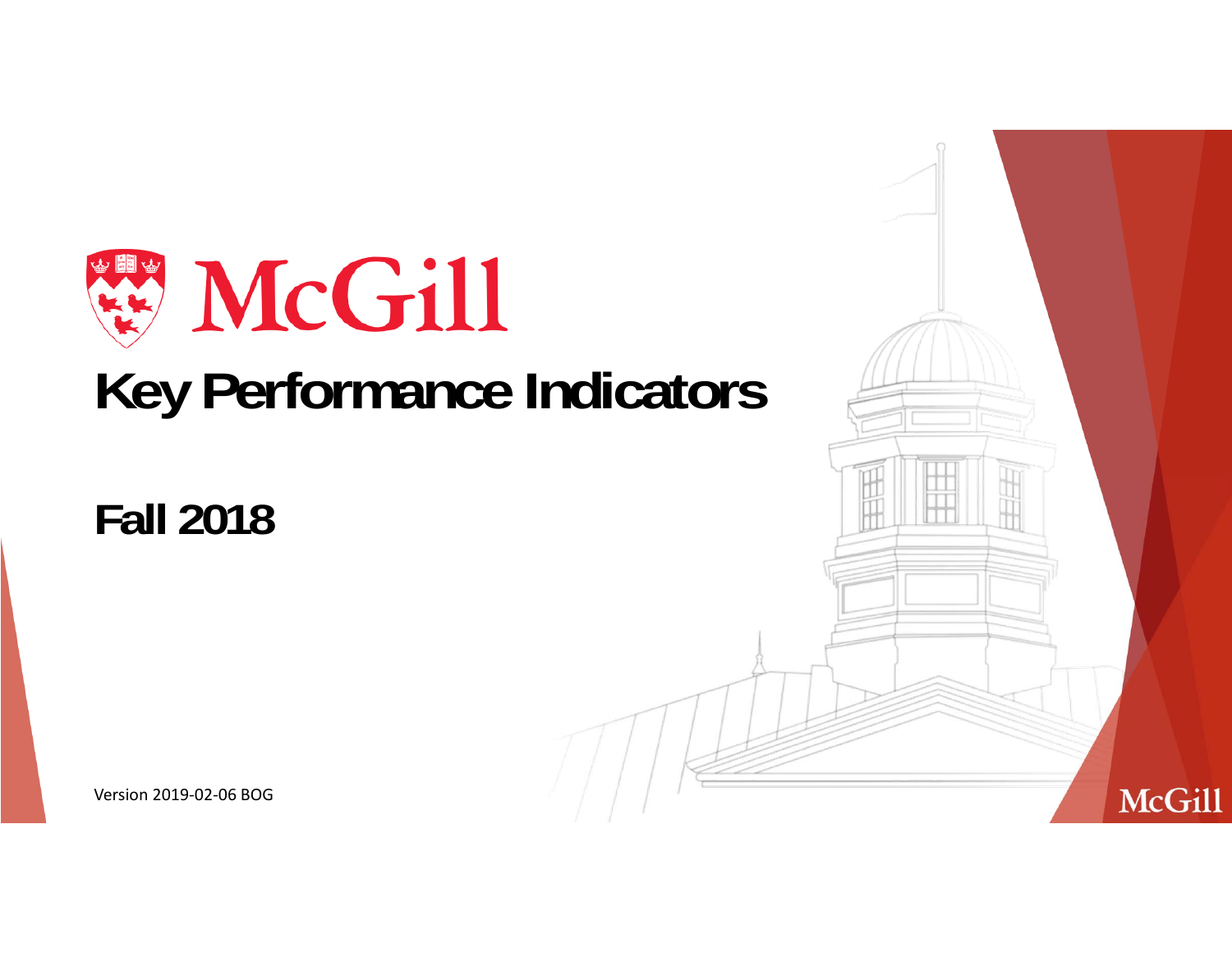McGill

# Key Performance Indicators

## Fall 2018

Version 2019-02-06 BOG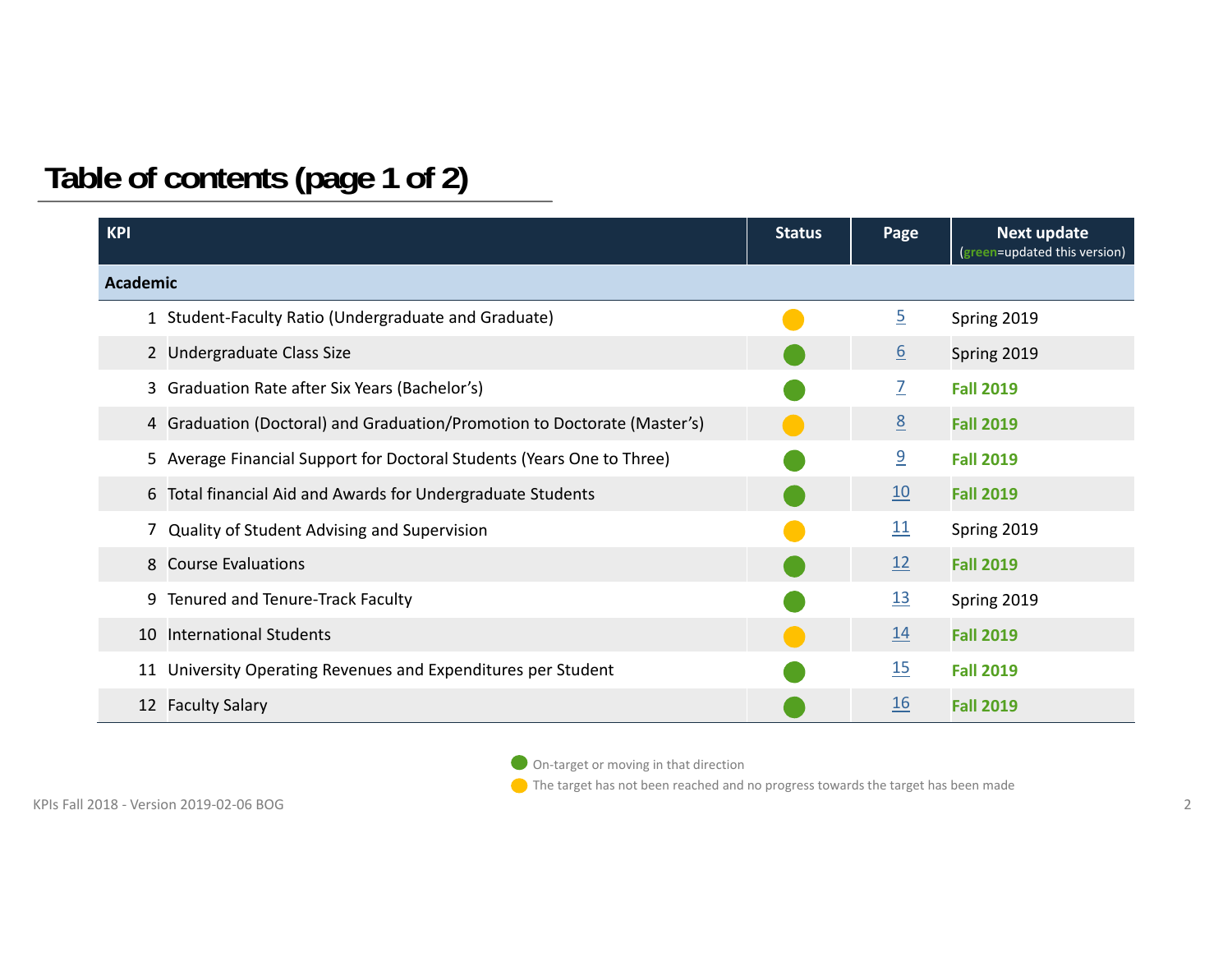## Table of contents (page 1 of 2)

| KPI | | Status | Page | Next update (green=updated this version) |
|---|---|---|---|---|
| **Academic** | | | | |
| 1 | Student-Faculty Ratio (Undergraduate and Graduate) | Yellow | 5 | Spring 2019 |
| 2 | Undergraduate Class Size | Green | 6 | Spring 2019 |
| 3 | Graduation Rate after Six Years (Bachelor's) | Green | 7 | **Fall 2019** |
| 4 | Graduation (Doctoral) and Graduation/Promotion to Doctorate (Master's) | Yellow | 8 | **Fall 2019** |
| 5 | Average Financial Support for Doctoral Students (Years One to Three) | Green | 9 | **Fall 2019** |
| 6 | Total financial Aid and Awards for Undergraduate Students | Green | 10 | **Fall 2019** |
| 7 | Quality of Student Advising and Supervision | Yellow | 11 | Spring 2019 |
| 8 | Course Evaluations | Green | 12 | **Fall 2019** |
| 9 | Tenured and Tenure-Track Faculty | Green | 13 | Spring 2019 |
| 10 | International Students | Yellow | 14 | **Fall 2019** |
| 11 | University Operating Revenues and Expenditures per Student | Green | 15 | **Fall 2019** |
| 12 | Faculty Salary | Green | 16 | **Fall 2019** |

Green: On-target or moving in that direction

Yellow: The target has not been reached and no progress towards the target has been made

KPIs Fall 2018 - Version 2019-02-06 BOG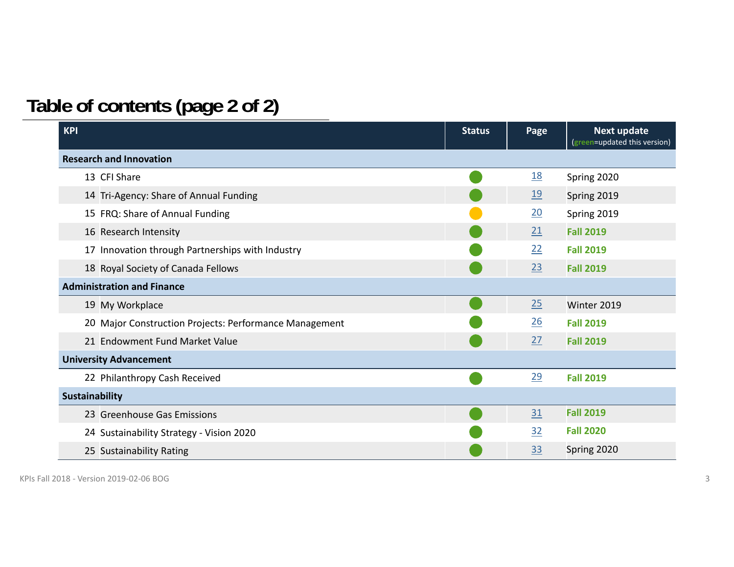# Table of contents (page 2 of 2)

| KPI | Status | Page | Next update (green=updated this version) |
|---|---|---|---|
| **Research and Innovation** | | | |
| 13 CFI Share | Green | 18 | Spring 2020 |
| 14 Tri-Agency: Share of Annual Funding | Green | 19 | Spring 2019 |
| 15 FRQ: Share of Annual Funding | Yellow | 20 | Spring 2019 |
| 16 Research Intensity | Green | 21 | **Fall 2019** |
| 17 Innovation through Partnerships with Industry | Green | 22 | **Fall 2019** |
| 18 Royal Society of Canada Fellows | Green | 23 | **Fall 2019** |
| **Administration and Finance** | | | |
| 19 My Workplace | Green | 25 | Winter 2019 |
| 20 Major Construction Projects: Performance Management | Green | 26 | **Fall 2019** |
| 21 Endowment Fund Market Value | Green | 27 | **Fall 2019** |
| **University Advancement** | | | |
| 22 Philanthropy Cash Received | Green | 29 | **Fall 2019** |
| **Sustainability** | | | |
| 23 Greenhouse Gas Emissions | Green | 31 | **Fall 2019** |
| 24 Sustainability Strategy - Vision 2020 | Green | 32 | **Fall 2020** |
| 25 Sustainability Rating | Green | 33 | Spring 2020 |

KPIs Fall 2018 - Version 2019-02-06 BOG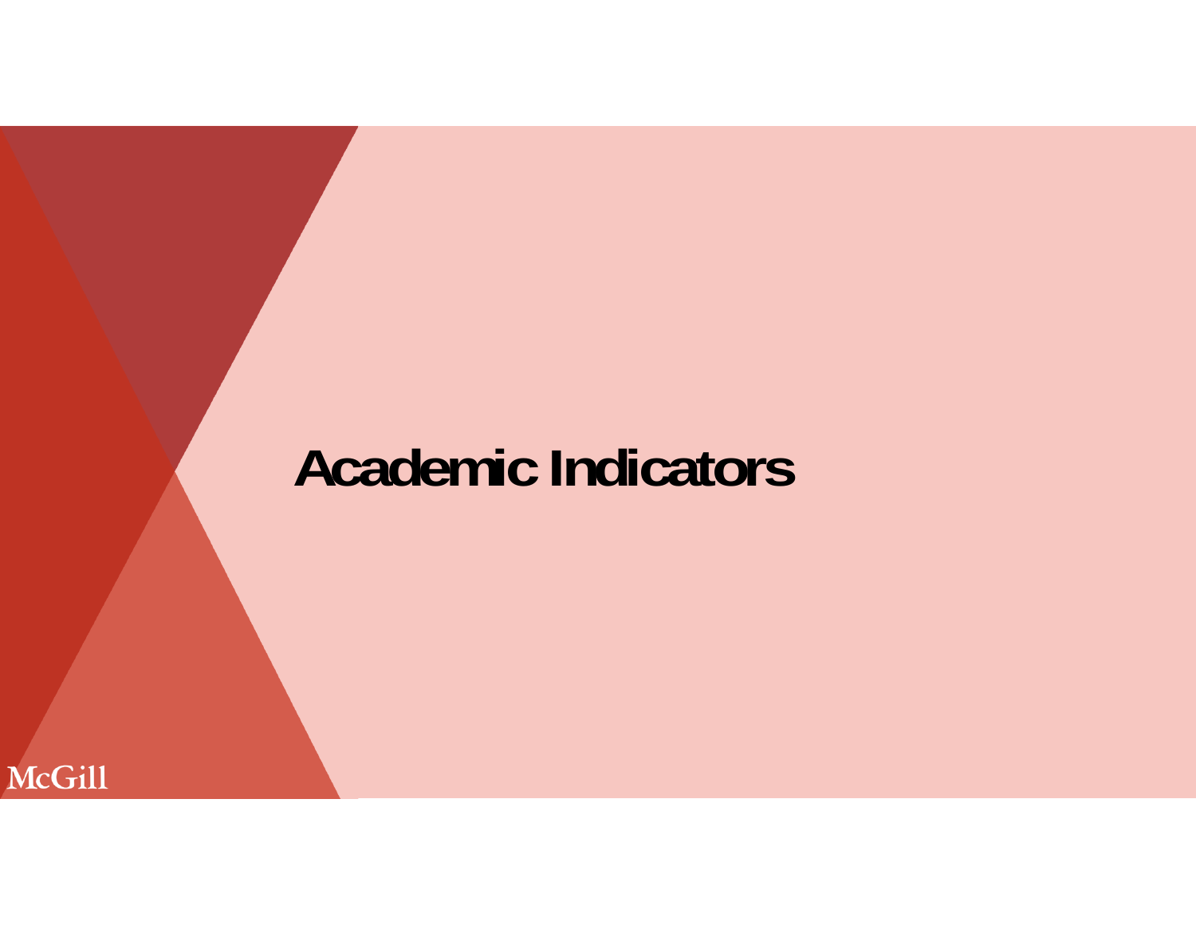# Academic Indicators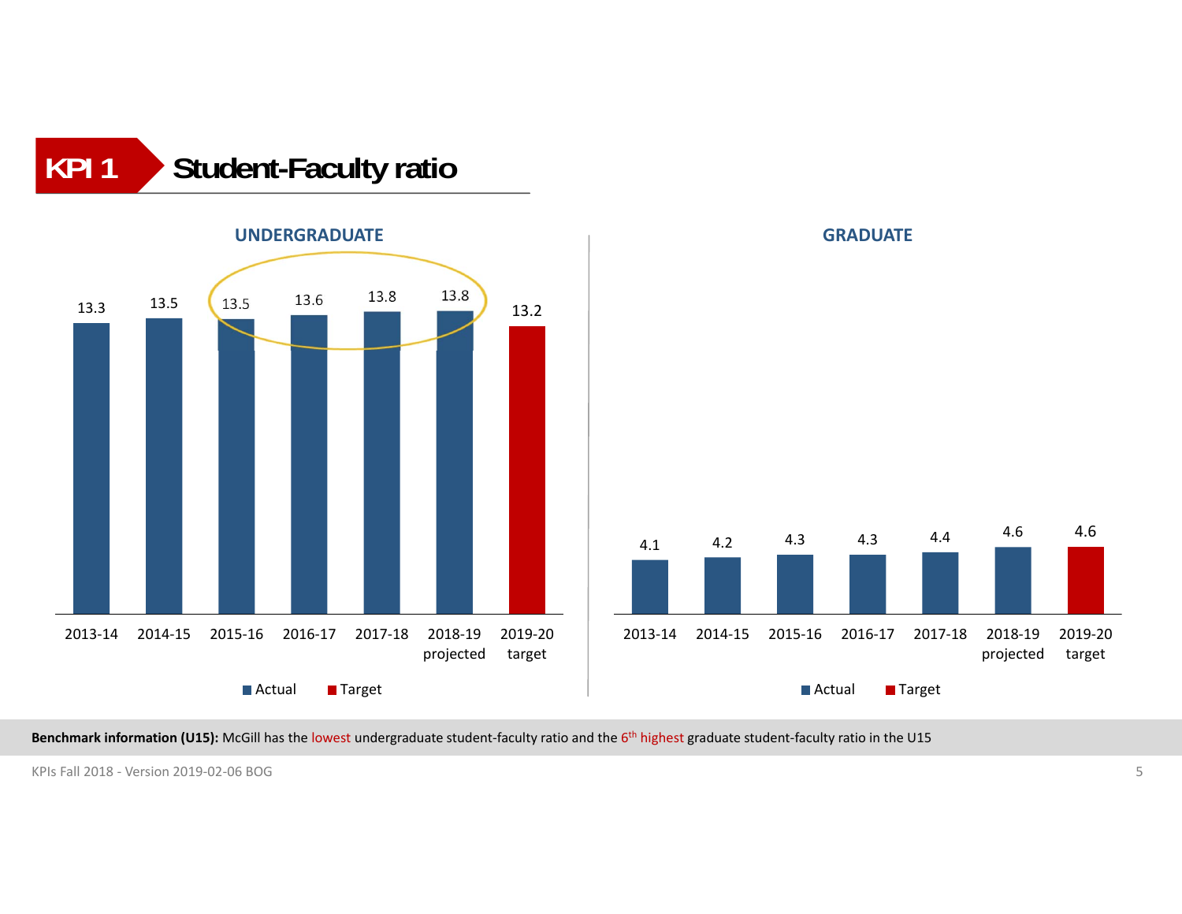# KPI 1 Student-Faculty ratio

## UNDERGRADUATE

| Year | 2013-14 | 2014-15 | 2015-16 | 2016-17 | 2017-18 | 2018-19 projected | 2019-20 target |
|---|---|---|---|---|---|---|---|
| Ratio | 13.3 | 13.5 | 13.5 | 13.6 | 13.8 | 13.8 | 13.2 |

Actual  Target

## GRADUATE

| Year | 2013-14 | 2014-15 | 2015-16 | 2016-17 | 2017-18 | 2018-19 projected | 2019-20 target |
|---|---|---|---|---|---|---|---|
| Ratio | 4.1 | 4.2 | 4.3 | 4.3 | 4.4 | 4.6 | 4.6 |

Actual  Target

**Benchmark information (U15):** McGill has the lowest undergraduate student-faculty ratio and the 6th highest graduate student-faculty ratio in the U15

KPIs Fall 2018 - Version 2019-02-06 BOG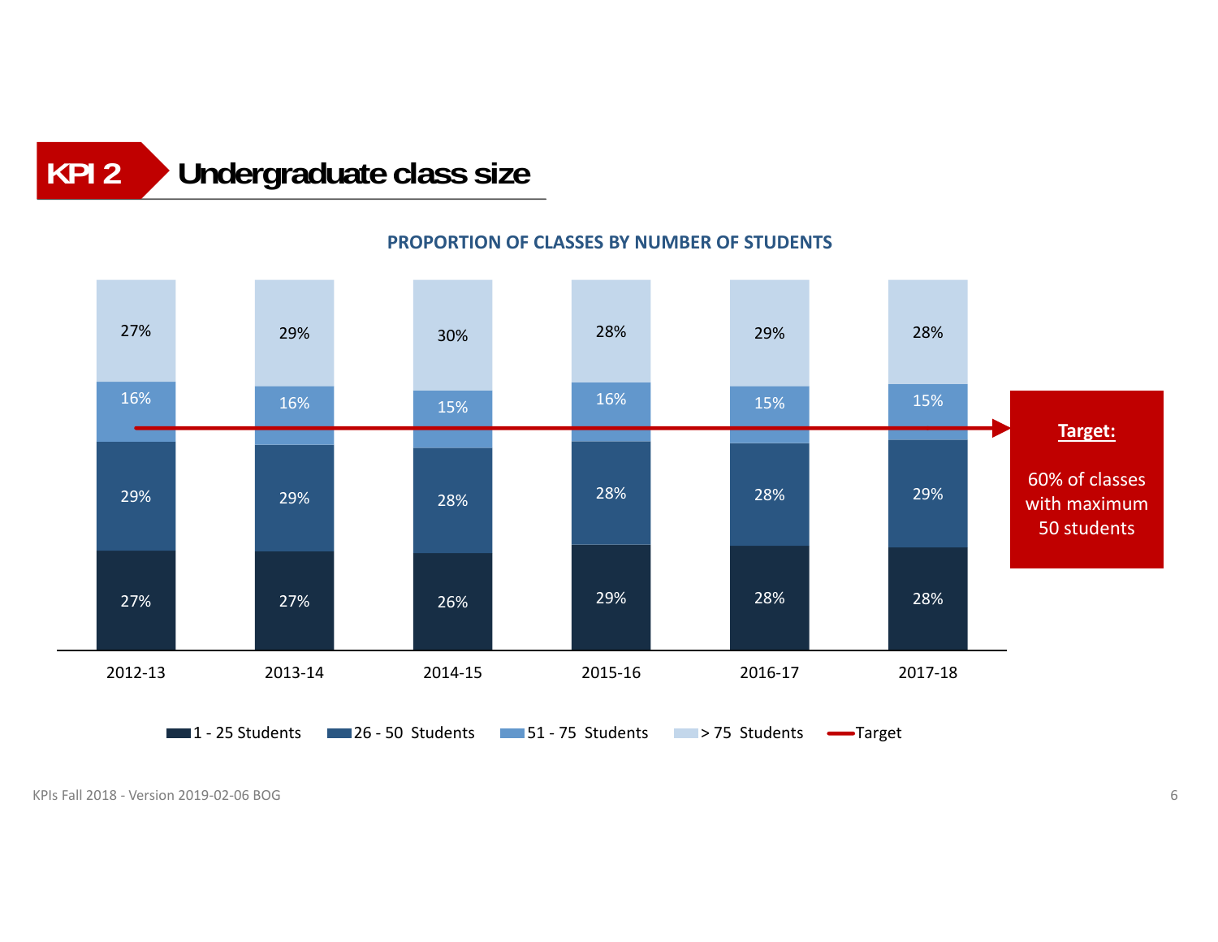# KPI 2 Undergraduate class size

**PROPORTION OF CLASSES BY NUMBER OF STUDENTS**

| | 2012-13 | 2013-14 | 2014-15 | 2015-16 | 2016-17 | 2017-18 |
|---|---|---|---|---|---|---|
| > 75 Students | 27% | 29% | 30% | 28% | 29% | 28% |
| 51 - 75 Students | 16% | 16% | 15% | 16% | 15% | 15% |
| 26 - 50 Students | 29% | 29% | 28% | 28% | 28% | 29% |
| 1 - 25 Students | 27% | 27% | 26% | 29% | 28% | 28% |

**Target:**

60% of classes with maximum 50 students

KPIs Fall 2018 - Version 2019-02-06 BOG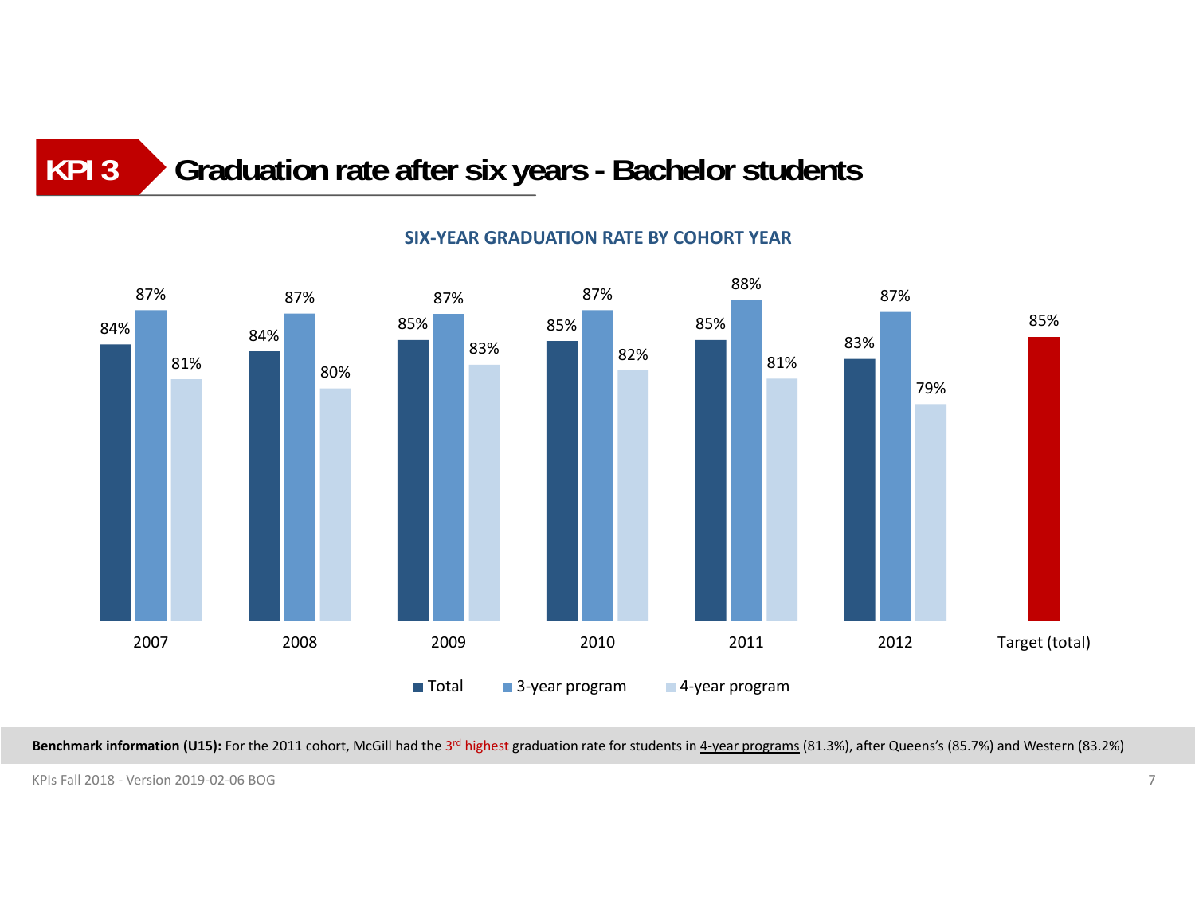# KPI 3 Graduation rate after six years - Bachelor students

**SIX-YEAR GRADUATION RATE BY COHORT YEAR**

| | Total | 3-year program | 4-year program |
|---|---|---|---|
| 2007 | 84% | 87% | 81% |
| 2008 | 84% | 87% | 80% |
| 2009 | 85% | 87% | 83% |
| 2010 | 85% | 87% | 82% |
| 2011 | 85% | 88% | 81% |
| 2012 | 83% | 87% | 79% |
| Target (total) | 85% | | |

**Benchmark information (U15):** For the 2011 cohort, McGill had the 3rd highest graduation rate for students in 4-year programs (81.3%), after Queens's (85.7%) and Western (83.2%)

KPIs Fall 2018 - Version 2019-02-06 BOG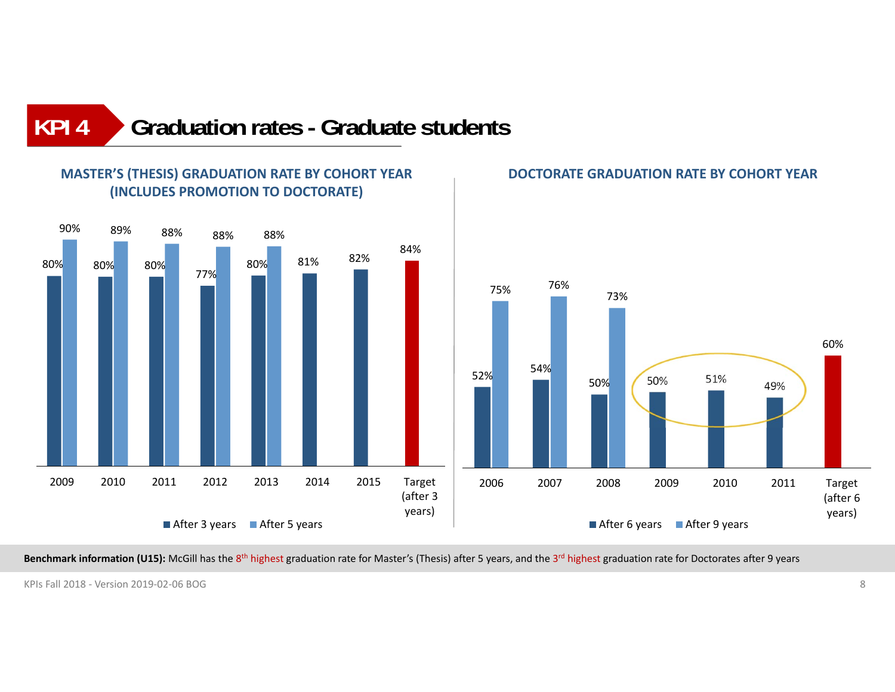# KPI 4 Graduation rates - Graduate students

## MASTER'S (THESIS) GRADUATION RATE BY COHORT YEAR (INCLUDES PROMOTION TO DOCTORATE)

| Cohort year | After 3 years | After 5 years |
|---|---|---|
| 2009 | 80% | 90% |
| 2010 | 80% | 89% |
| 2011 | 80% | 88% |
| 2012 | 77% | 88% |
| 2013 | 80% | 88% |
| 2014 | 81% | |
| 2015 | 82% | |
| Target (after 3 years) | 84% | |

## DOCTORATE GRADUATION RATE BY COHORT YEAR

| Cohort year | After 6 years | After 9 years |
|---|---|---|
| 2006 | 52% | 75% |
| 2007 | 54% | 76% |
| 2008 | 50% | 73% |
| 2009 | 50% | |
| 2010 | 51% | |
| 2011 | 49% | |
| Target (after 6 years) | 60% | |

**Benchmark information (U15):** McGill has the 8th highest graduation rate for Master's (Thesis) after 5 years, and the 3rd highest graduation rate for Doctorates after 9 years

KPIs Fall 2018 - Version 2019-02-06 BOG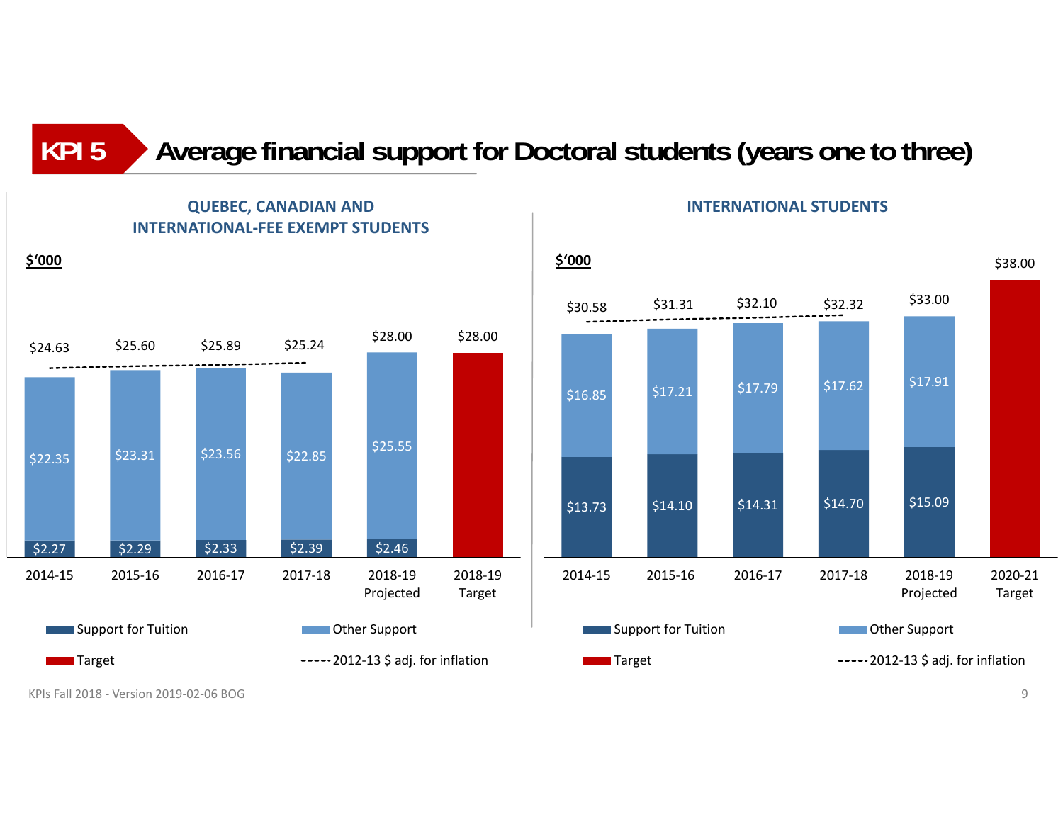## KPI 5 Average financial support for Doctoral students (years one to three)

### QUEBEC, CANADIAN AND INTERNATIONAL-FEE EXEMPT STUDENTS

$'000

| | 2014-15 | 2015-16 | 2016-17 | 2017-18 | 2018-19 Projected | 2018-19 Target |
|---|---|---|---|---|---|---|
| Support for Tuition | $2.27 | $2.29 | $2.33 | $2.39 | $2.46 | |
| Other Support | $22.35 | $23.31 | $23.56 | $22.85 | $25.55 | |
| Total | $24.63 | $25.60 | $25.89 | $25.24 | $28.00 | $28.00 |

Support for Tuition | Other Support | Target | 2012-13 $ adj. for inflation

### INTERNATIONAL STUDENTS

$'000

| | 2014-15 | 2015-16 | 2016-17 | 2017-18 | 2018-19 Projected | 2020-21 Target |
|---|---|---|---|---|---|---|
| Support for Tuition | $13.73 | $14.10 | $14.31 | $14.70 | $15.09 | |
| Other Support | $16.85 | $17.21 | $17.79 | $17.62 | $17.91 | |
| Total | $30.58 | $31.31 | $32.10 | $32.32 | $33.00 | $38.00 |

Support for Tuition | Other Support | Target | 2012-13 $ adj. for inflation

KPIs Fall 2018 - Version 2019-02-06 BOG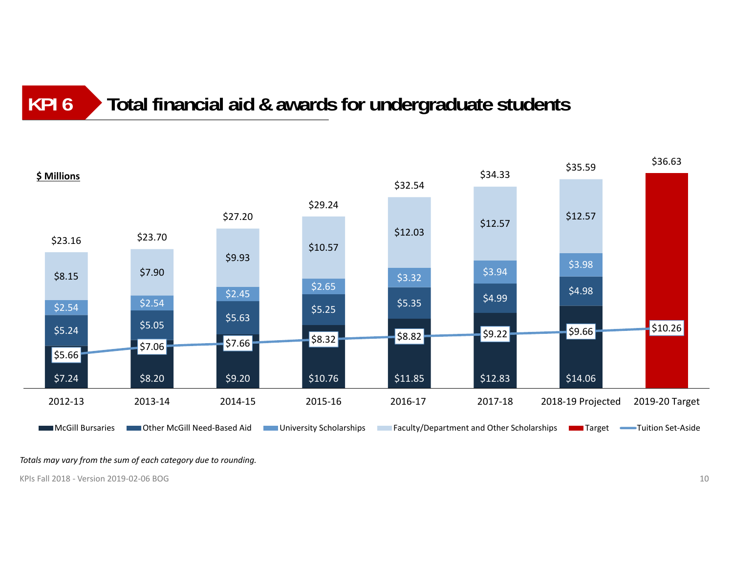## KPI 6 Total financial aid & awards for undergraduate students

**$ Millions**

| | 2012-13 | 2013-14 | 2014-15 | 2015-16 | 2016-17 | 2017-18 | 2018-19 Projected | 2019-20 Target |
|---|---|---|---|---|---|---|---|---|
| McGill Bursaries | $7.24 | $8.20 | $9.20 | $10.76 | $11.85 | $12.83 | $14.06 | |
| Other McGill Need-Based Aid | $5.24 | $5.05 | $5.63 | $5.25 | $5.35 | $4.99 | $4.98 | |
| University Scholarships | $2.54 | $2.54 | $2.45 | $2.65 | $3.32 | $3.94 | $3.98 | |
| Faculty/Department and Other Scholarships | $8.15 | $7.90 | $9.93 | $10.57 | $12.03 | $12.57 | $12.57 | |
| Target | | | | | | | | $36.63 |
| Total | $23.16 | $23.70 | $27.20 | $29.24 | $32.54 | $34.33 | $35.59 | $36.63 |
| Tuition Set-Aside | $5.66 | $7.06 | $7.66 | $8.32 | $8.82 | $9.22 | $9.66 | $10.26 |

*Totals may vary from the sum of each category due to rounding.*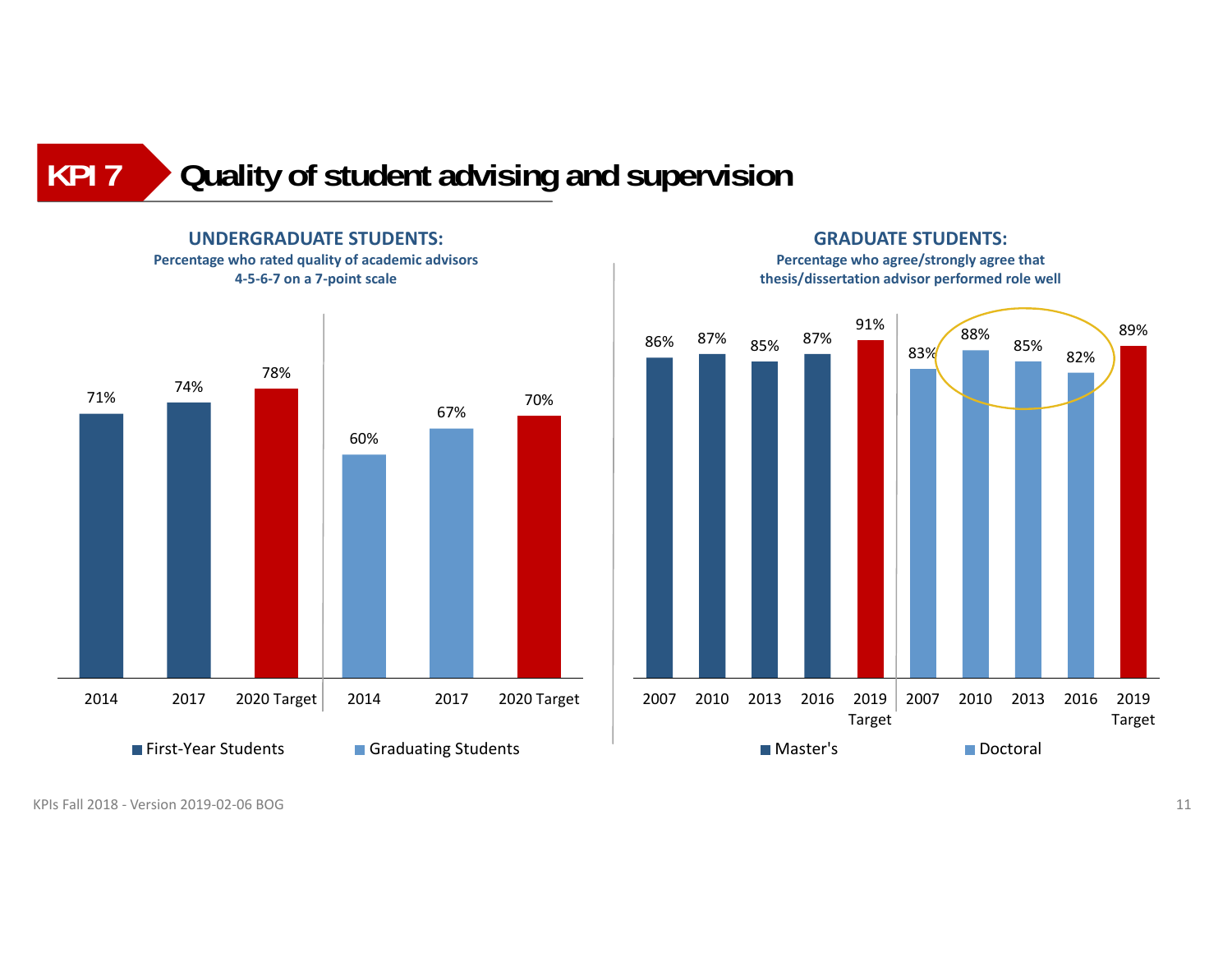# KPI 7 Quality of student advising and supervision

## UNDERGRADUATE STUDENTS:

**Percentage who rated quality of academic advisors 4-5-6-7 on a 7-point scale**

| | 2014 | 2017 | 2020 Target |
|---|---|---|---|
| First-Year Students | 71% | 74% | 78% |
| Graduating Students | 60% | 67% | 70% |

## GRADUATE STUDENTS:

**Percentage who agree/strongly agree that thesis/dissertation advisor performed role well**

| | 2007 | 2010 | 2013 | 2016 | 2019 Target |
|---|---|---|---|---|---|
| Master's | 86% | 87% | 85% | 87% | 91% |
| Doctoral | 83% | 88% | 85% | 82% | 89% |

KPIs Fall 2018 - Version 2019-02-06 BOG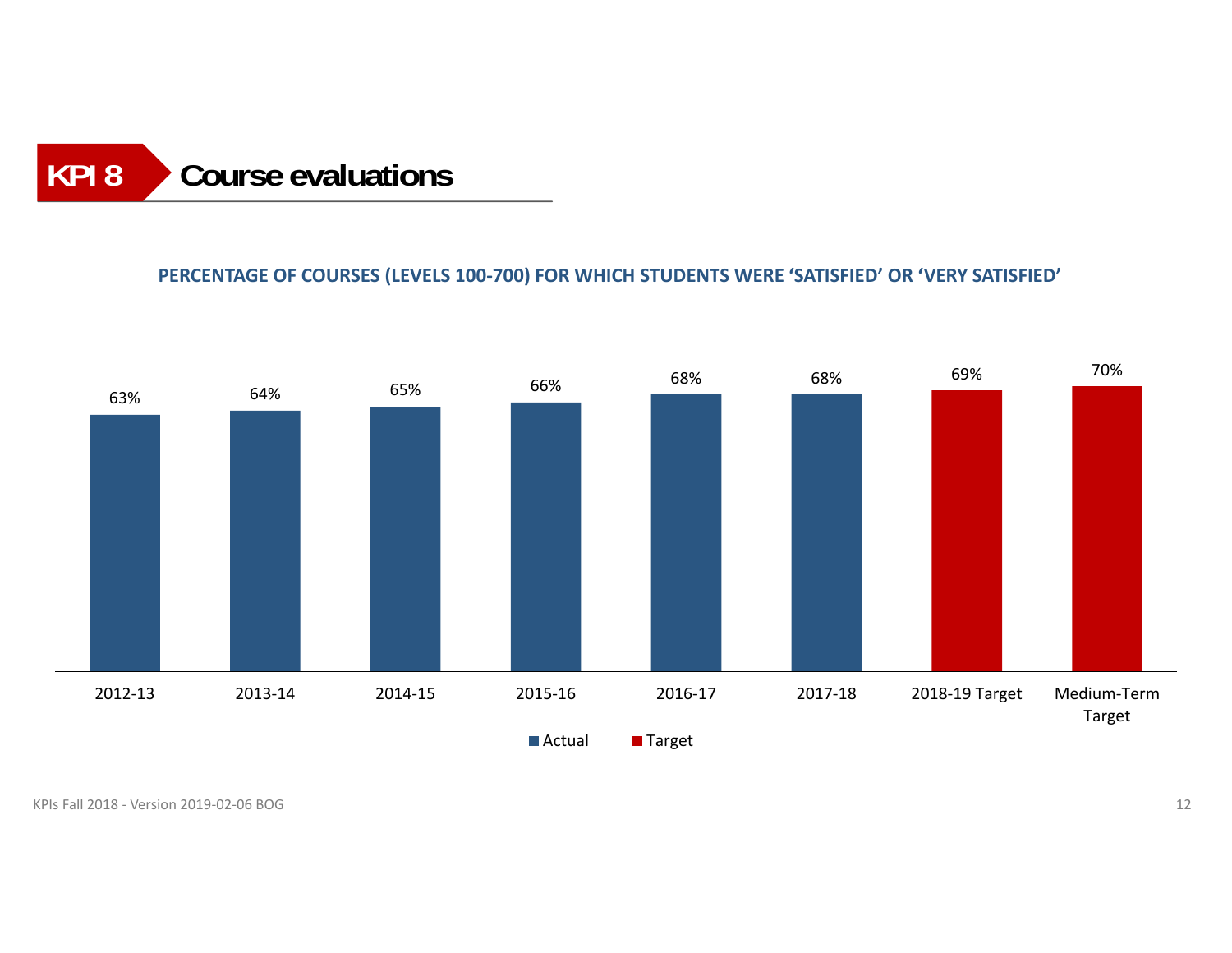# KPI 8 Course evaluations

**PERCENTAGE OF COURSES (LEVELS 100-700) FOR WHICH STUDENTS WERE 'SATISFIED' OR 'VERY SATISFIED'**

| Year | Value | Type |
|---|---|---|
| 2012-13 | 63% | Actual |
| 2013-14 | 64% | Actual |
| 2014-15 | 65% | Actual |
| 2015-16 | 66% | Actual |
| 2016-17 | 68% | Actual |
| 2017-18 | 68% | Actual |
| 2018-19 Target | 69% | Target |
| Medium-Term Target | 70% | Target |

KPIs Fall 2018 - Version 2019-02-06 BOG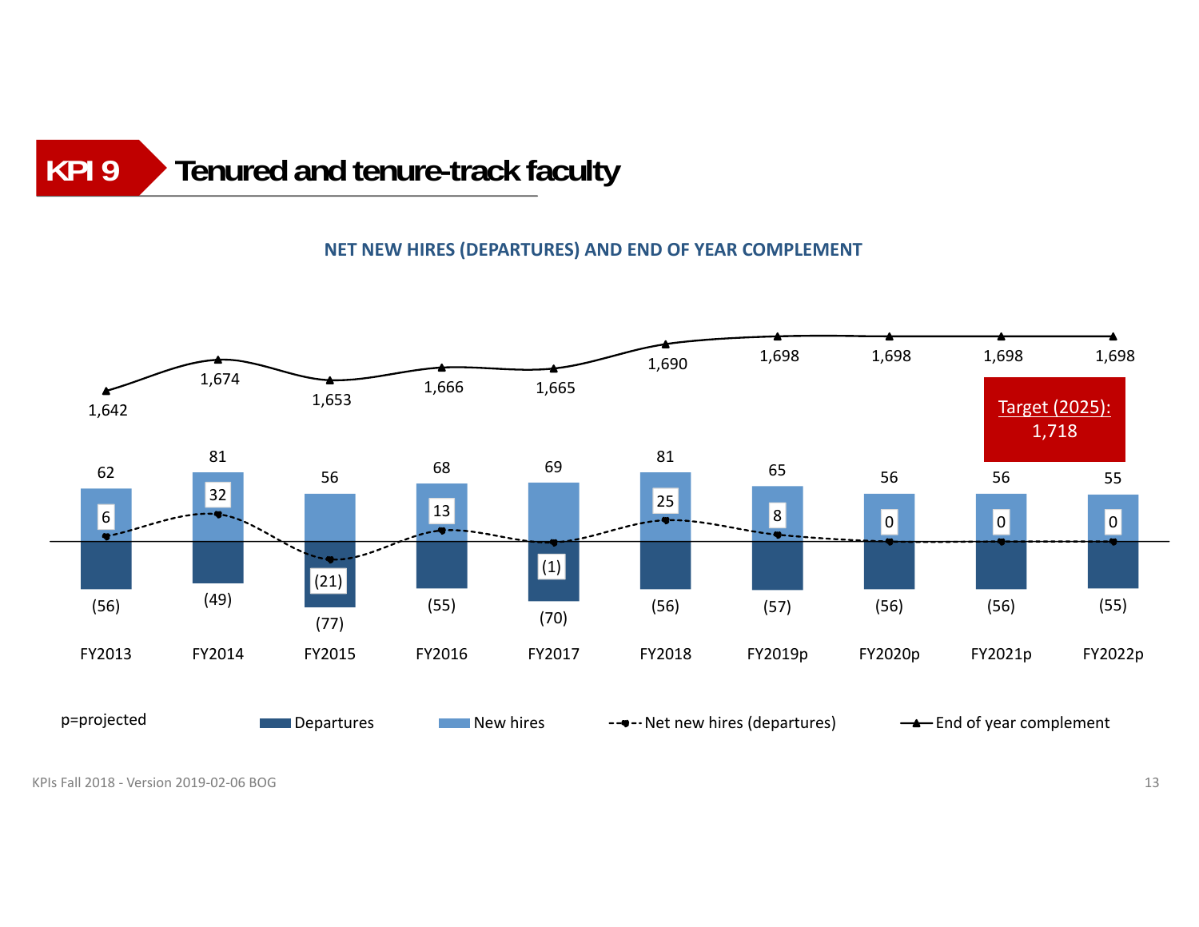# KPI 9 Tenured and tenure-track faculty

## NET NEW HIRES (DEPARTURES) AND END OF YEAR COMPLEMENT

| | FY2013 | FY2014 | FY2015 | FY2016 | FY2017 | FY2018 | FY2019p | FY2020p | FY2021p | FY2022p |
|---|---|---|---|---|---|---|---|---|---|---|
| End of year complement | 1,642 | 1,674 | 1,653 | 1,666 | 1,665 | 1,690 | 1,698 | 1,698 | 1,698 | 1,698 |
| New hires | 62 | 81 | 56 | 68 | 69 | 81 | 65 | 56 | 56 | 55 |
| Net new hires (departures) | 6 | 32 | (21) | 13 | (1) | 25 | 8 | 0 | 0 | 0 |
| Departures | (56) | (49) | (77) | (55) | (70) | (56) | (57) | (56) | (56) | (55) |

Target (2025): 1,718

p=projected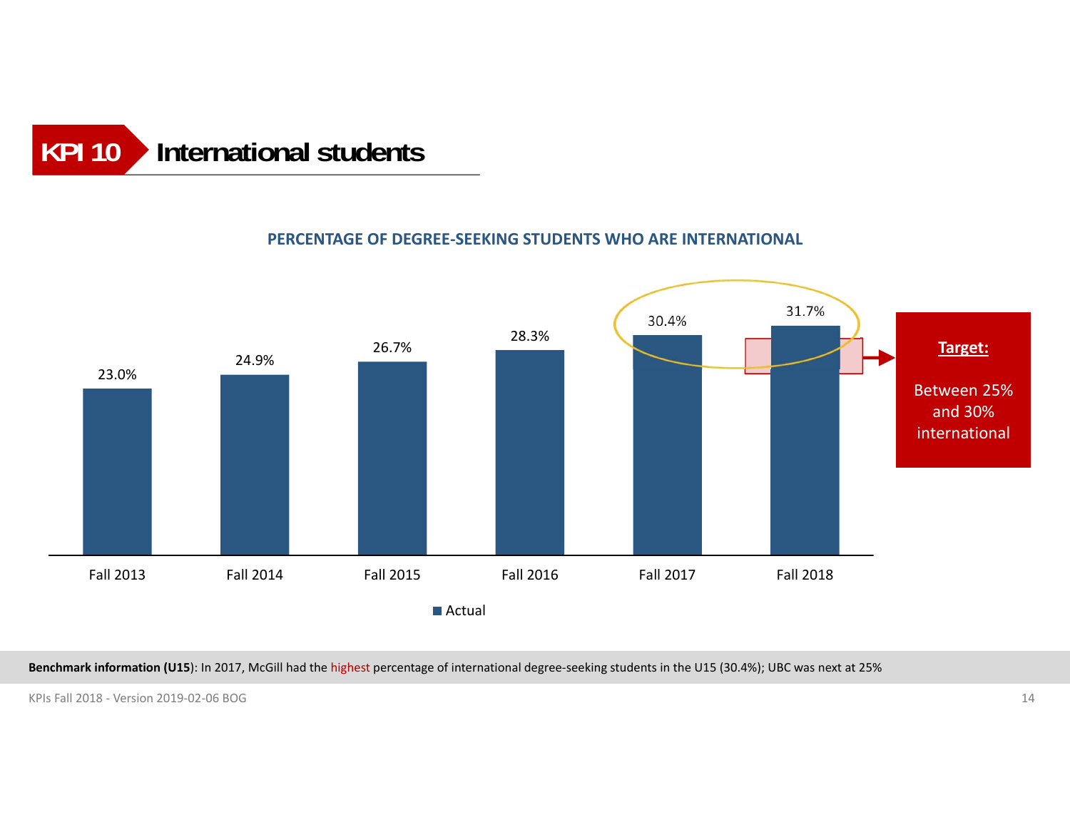# KPI 10 International students

## PERCENTAGE OF DEGREE-SEEKING STUDENTS WHO ARE INTERNATIONAL

| | Fall 2013 | Fall 2014 | Fall 2015 | Fall 2016 | Fall 2017 | Fall 2018 |
|---|---|---|---|---|---|---|
| Actual | 23.0% | 24.9% | 26.7% | 28.3% | 30.4% | 31.7% |

**Target:**

Between 25% and 30% international

**Benchmark information (U15)**: In 2017, McGill had the highest percentage of international degree-seeking students in the U15 (30.4%); UBC was next at 25%

KPIs Fall 2018 - Version 2019-02-06 BOG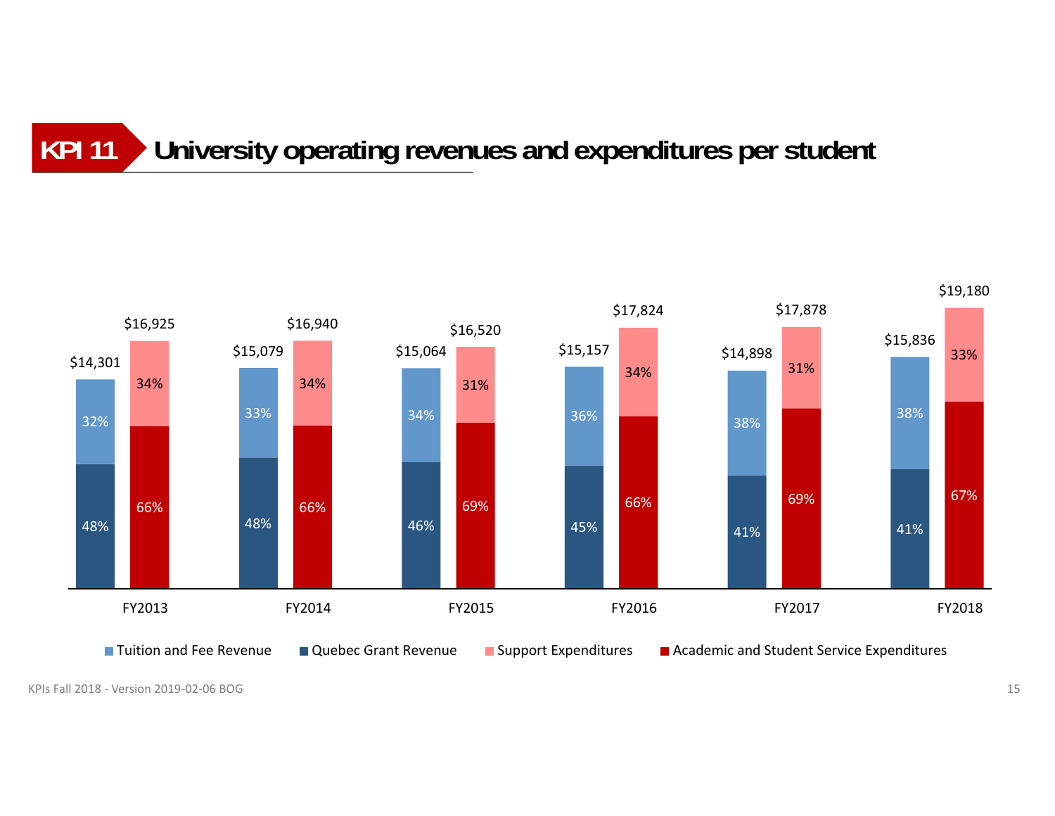# KPI 11 University operating revenues and expenditures per student

| | Tuition and Fee Revenue | Quebec Grant Revenue | Total Revenue | Support Expenditures | Academic and Student Service Expenditures | Total Expenditures |
|---|---|---|---|---|---|---|
| FY2013 | 32% | 48% | $14,301 | 34% | 66% | $16,925 |
| FY2014 | 33% | 48% | $15,079 | 34% | 66% | $16,940 |
| FY2015 | 34% | 46% | $15,064 | 31% | 69% | $16,520 |
| FY2016 | 36% | 45% | $15,157 | 34% | 66% | $17,824 |
| FY2017 | 38% | 41% | $14,898 | 31% | 69% | $17,878 |
| FY2018 | 38% | 41% | $15,836 | 33% | 67% | $19,180 |

KPIs Fall 2018 - Version 2019-02-06 BOG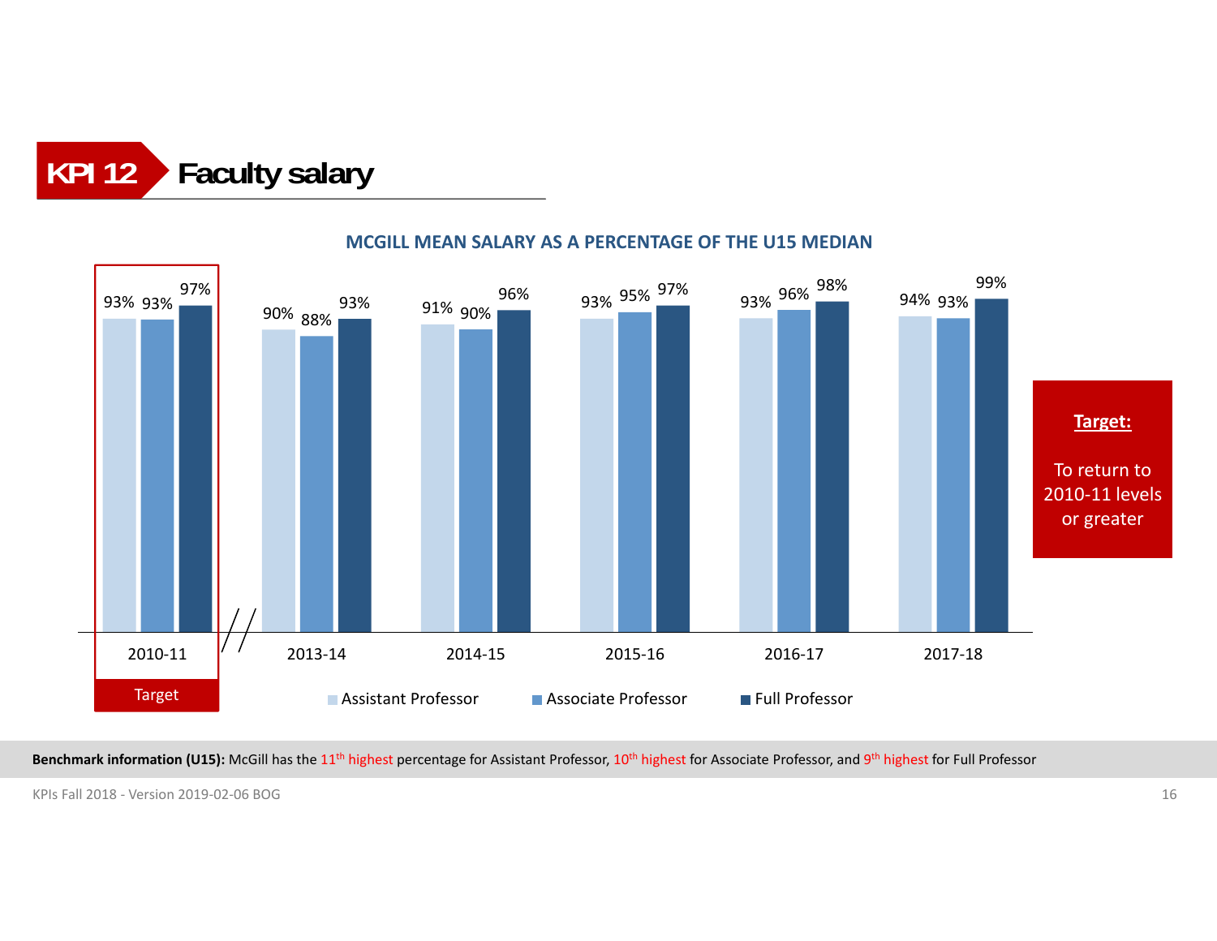# KPI 12 Faculty salary

**MCGILL MEAN SALARY AS A PERCENTAGE OF THE U15 MEDIAN**

| | 2010-11 (Target) | 2013-14 | 2014-15 | 2015-16 | 2016-17 | 2017-18 |
|---|---|---|---|---|---|---|
| Assistant Professor | 93% | 90% | 91% | 93% | 93% | 94% |
| Associate Professor | 93% | 88% | 90% | 95% | 96% | 93% |
| Full Professor | 97% | 93% | 96% | 97% | 98% | 99% |

**Target:**

To return to 2010-11 levels or greater

**Benchmark information (U15):** McGill has the 11th highest percentage for Assistant Professor, 10th highest for Associate Professor, and 9th highest for Full Professor

KPIs Fall 2018 - Version 2019-02-06 BOG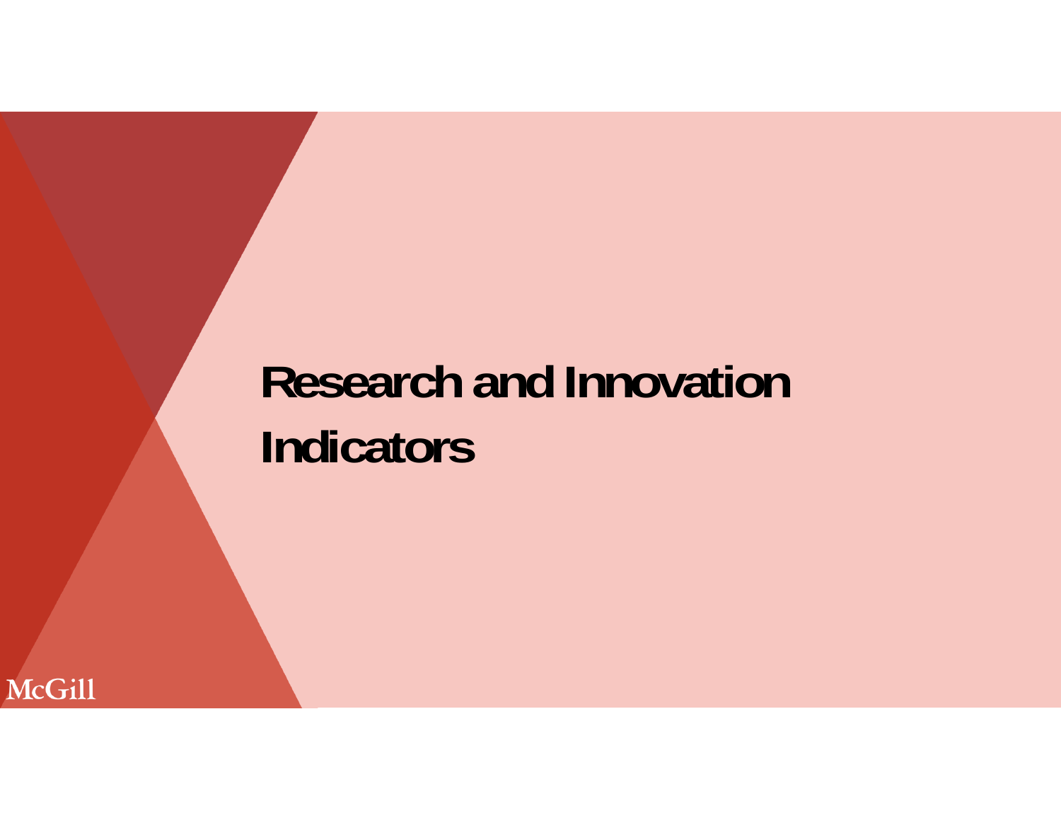# Research and Innovation Indicators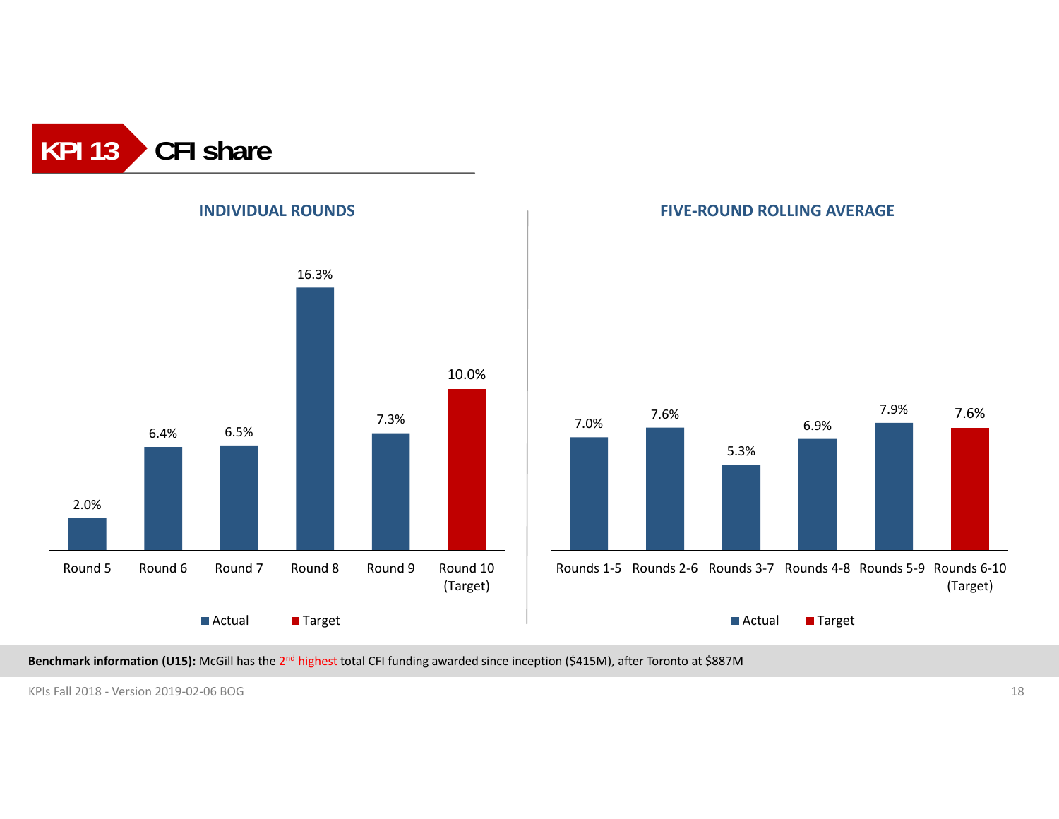# KPI 13 CFI share

## INDIVIDUAL ROUNDS

| | Round 5 | Round 6 | Round 7 | Round 8 | Round 9 | Round 10 (Target) |
|---|---|---|---|---|---|---|
| Actual | 2.0% | 6.4% | 6.5% | 16.3% | 7.3% | |
| Target | | | | | | 10.0% |

## FIVE-ROUND ROLLING AVERAGE

| | Rounds 1-5 | Rounds 2-6 | Rounds 3-7 | Rounds 4-8 | Rounds 5-9 | Rounds 6-10 (Target) |
|---|---|---|---|---|---|---|
| Actual | 7.0% | 7.6% | 5.3% | 6.9% | 7.9% | |
| Target | | | | | | 7.6% |

**Benchmark information (U15):** McGill has the 2nd highest total CFI funding awarded since inception ($415M), after Toronto at $887M

KPIs Fall 2018 - Version 2019-02-06 BOG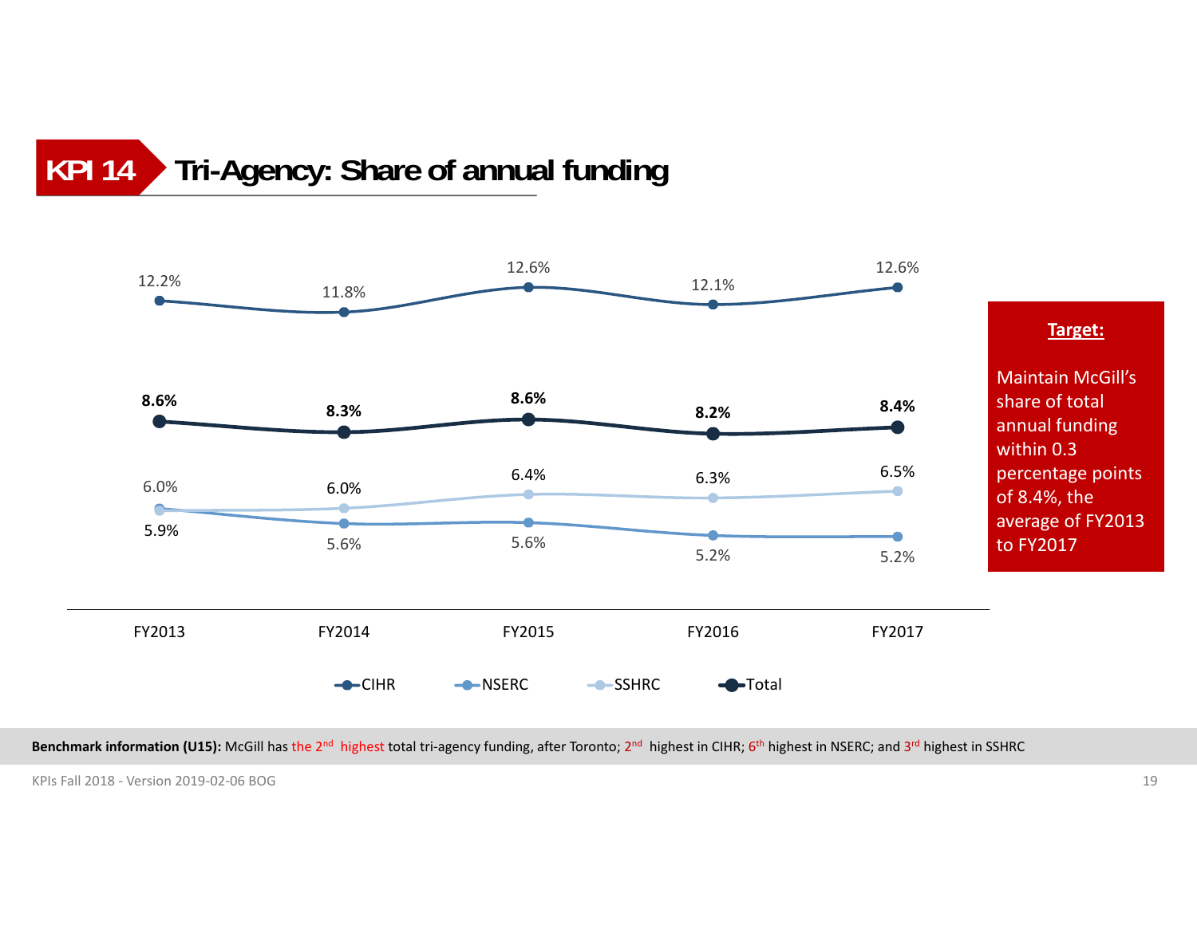# KPI 14 Tri-Agency: Share of annual funding

| | FY2013 | FY2014 | FY2015 | FY2016 | FY2017 |
|---|---|---|---|---|---|
| CIHR | 12.2% | 11.8% | 12.6% | 12.1% | 12.6% |
| NSERC | 5.9% | 5.6% | 5.6% | 5.2% | 5.2% |
| SSHRC | 6.0% | 6.0% | 6.4% | 6.3% | 6.5% |
| Total | **8.6%** | **8.3%** | **8.6%** | **8.2%** | **8.4%** |

**Target:**

Maintain McGill's share of total annual funding within 0.3 percentage points of 8.4%, the average of FY2013 to FY2017

**Benchmark information (U15):** McGill has the 2nd highest total tri-agency funding, after Toronto; 2nd highest in CIHR; 6th highest in NSERC; and 3rd highest in SSHRC

KPIs Fall 2018 - Version 2019-02-06 BOG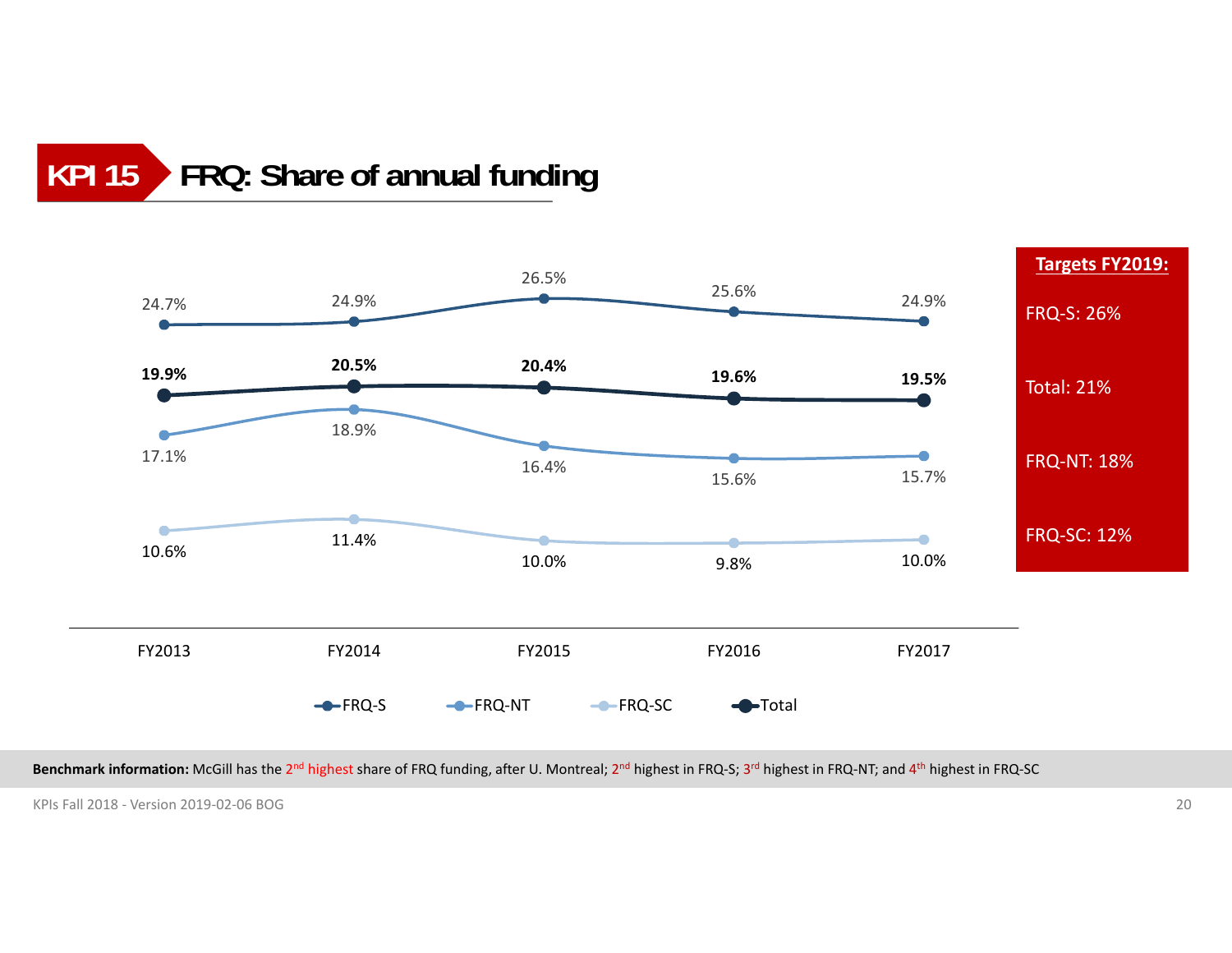# KPI 15 FRQ: Share of annual funding

| | FY2013 | FY2014 | FY2015 | FY2016 | FY2017 |
|---|---|---|---|---|---|
| FRQ-S | 24.7% | 24.9% | 26.5% | 25.6% | 24.9% |
| Total | **19.9%** | **20.5%** | **20.4%** | **19.6%** | **19.5%** |
| FRQ-NT | 17.1% | 18.9% | 16.4% | 15.6% | 15.7% |
| FRQ-SC | 10.6% | 11.4% | 10.0% | 9.8% | 10.0% |

**Targets FY2019:**

FRQ-S: 26%

Total: 21%

FRQ-NT: 18%

FRQ-SC: 12%

**Benchmark information:** McGill has the 2nd highest share of FRQ funding, after U. Montreal; 2nd highest in FRQ-S; 3rd highest in FRQ-NT; and 4th highest in FRQ-SC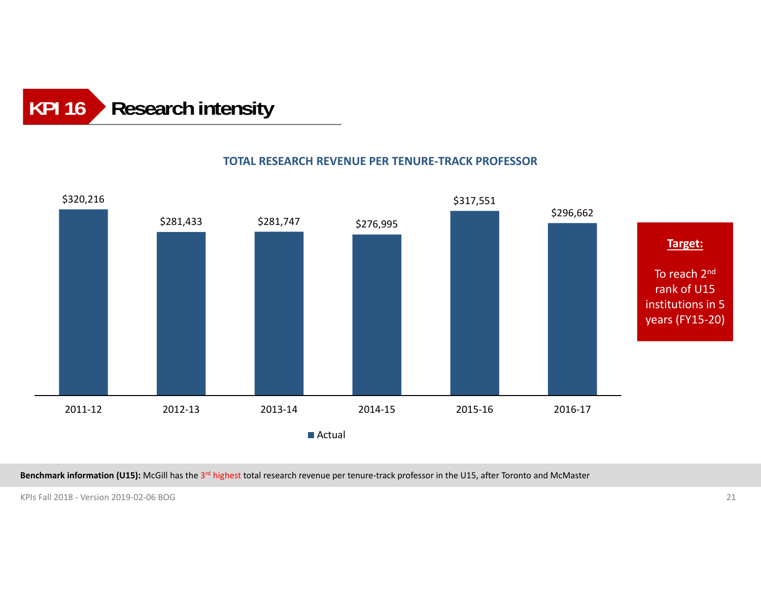# KPI 16 Research intensity

**TOTAL RESEARCH REVENUE PER TENURE-TRACK PROFESSOR**

| | 2011-12 | 2012-13 | 2013-14 | 2014-15 | 2015-16 | 2016-17 |
|---|---|---|---|---|---|---|
| Actual | $320,216 | $281,433 | $281,747 | $276,995 | $317,551 | $296,662 |

**Target:**

To reach 2nd rank of U15 institutions in 5 years (FY15-20)

**Benchmark information (U15):** McGill has the 3rd highest total research revenue per tenure-track professor in the U15, after Toronto and McMaster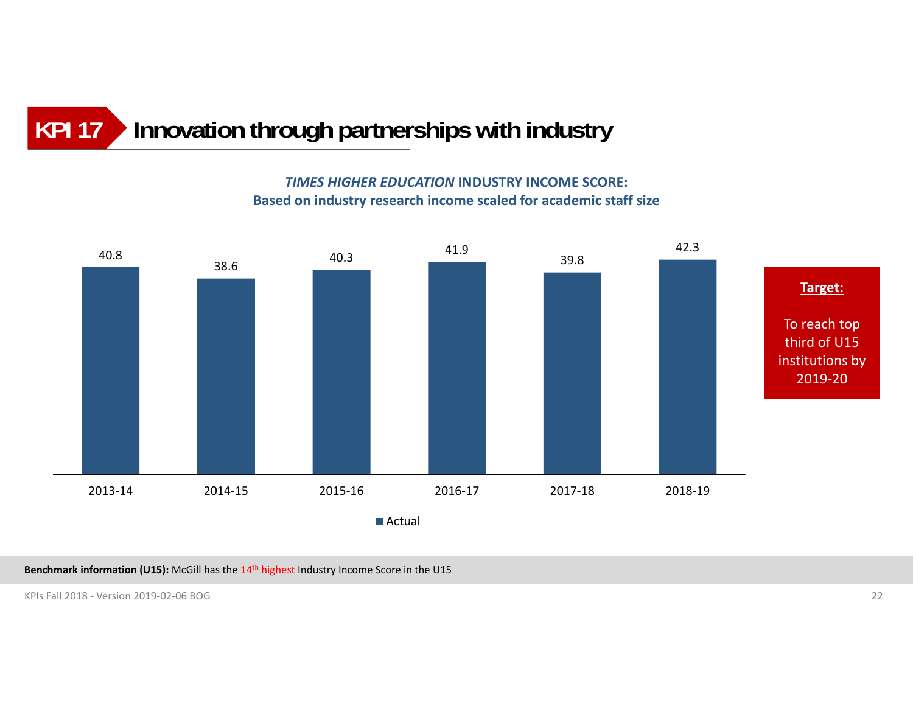# KPI 17 Innovation through partnerships with industry

***TIMES HIGHER EDUCATION*** **INDUSTRY INCOME SCORE:**
**Based on industry research income scaled for academic staff size**

| Year | Actual |
|---|---|
| 2013-14 | 40.8 |
| 2014-15 | 38.6 |
| 2015-16 | 40.3 |
| 2016-17 | 41.9 |
| 2017-18 | 39.8 |
| 2018-19 | 42.3 |

**Target:**

To reach top third of U15 institutions by 2019-20

**Benchmark information (U15):** McGill has the 14th highest Industry Income Score in the U15

KPIs Fall 2018 - Version 2019-02-06 BOG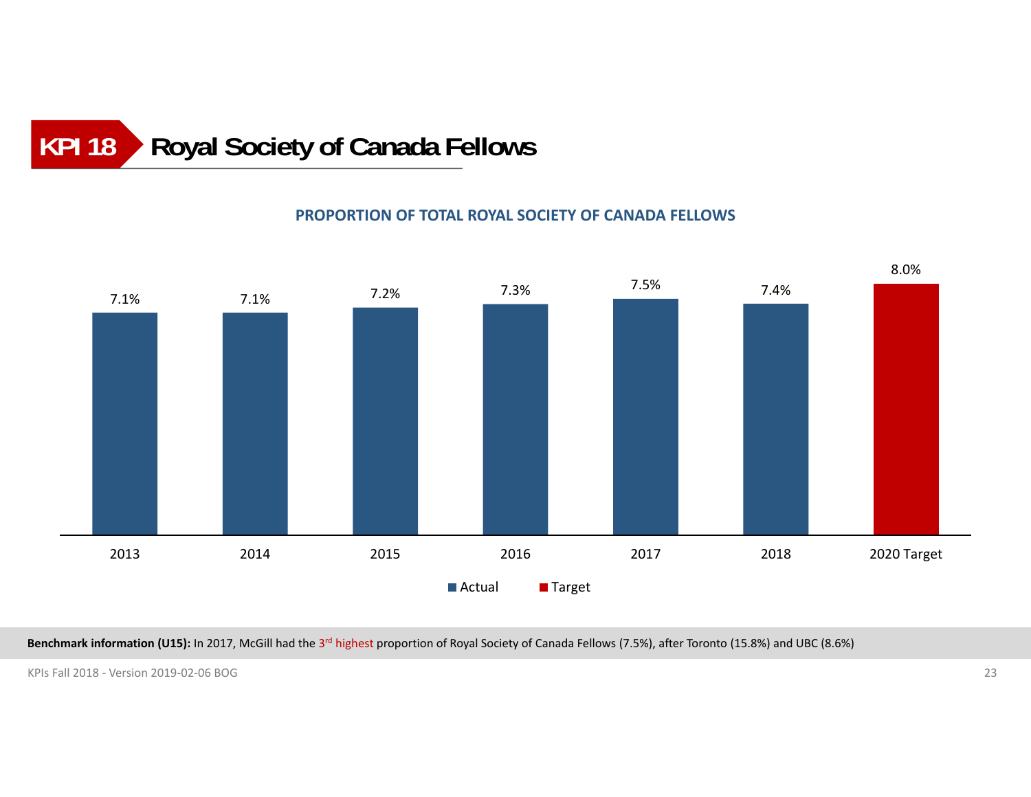# KPI 18 Royal Society of Canada Fellows

**PROPORTION OF TOTAL ROYAL SOCIETY OF CANADA FELLOWS**

| Year | Value | Type |
|---|---|---|
| 2013 | 7.1% | Actual |
| 2014 | 7.1% | Actual |
| 2015 | 7.2% | Actual |
| 2016 | 7.3% | Actual |
| 2017 | 7.5% | Actual |
| 2018 | 7.4% | Actual |
| 2020 Target | 8.0% | Target |

**Benchmark information (U15):** In 2017, McGill had the 3rd highest proportion of Royal Society of Canada Fellows (7.5%), after Toronto (15.8%) and UBC (8.6%)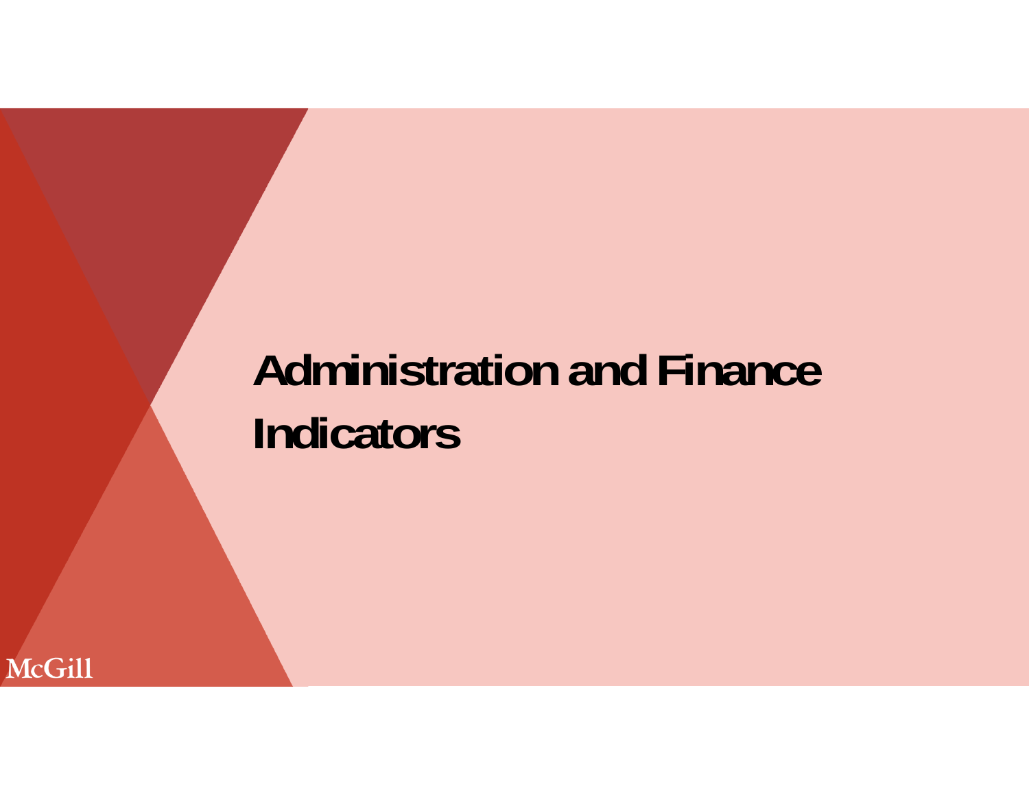# Administration and Finance Indicators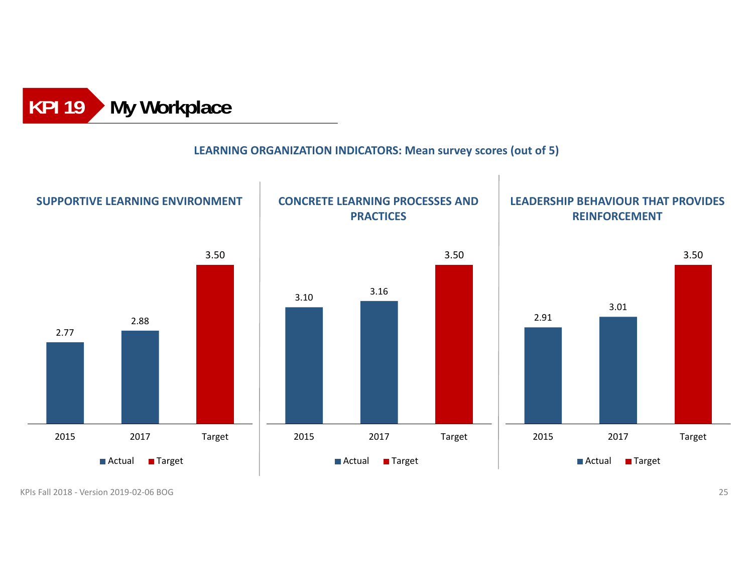# KPI 19 My Workplace

## LEARNING ORGANIZATION INDICATORS: Mean survey scores (out of 5)

### SUPPORTIVE LEARNING ENVIRONMENT

| | Actual | Target |
|---|---|---|
| 2015 | 2.77 | |
| 2017 | 2.88 | |
| Target | | 3.50 |

### CONCRETE LEARNING PROCESSES AND PRACTICES

| | Actual | Target |
|---|---|---|
| 2015 | 3.10 | |
| 2017 | 3.16 | |
| Target | | 3.50 |

### LEADERSHIP BEHAVIOUR THAT PROVIDES REINFORCEMENT

| | Actual | Target |
|---|---|---|
| 2015 | 2.91 | |
| 2017 | 3.01 | |
| Target | | 3.50 |

KPIs Fall 2018 - Version 2019-02-06 BOG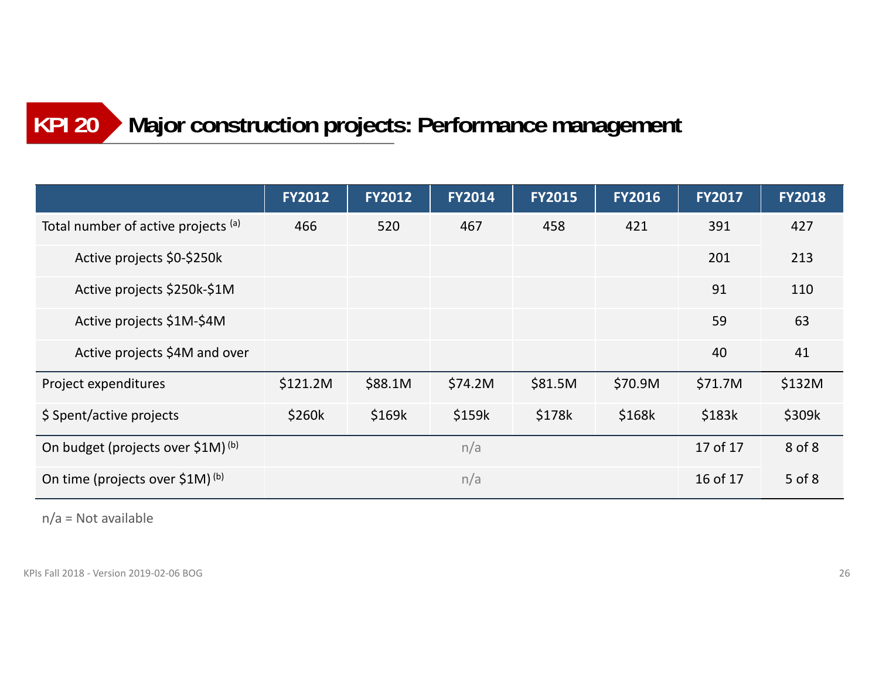## KPI 20 Major construction projects: Performance management

| | FY2012 | FY2012 | FY2014 | FY2015 | FY2016 | FY2017 | FY2018 |
|---|---|---|---|---|---|---|---|
| Total number of active projects [(a)] | 466 | 520 | 467 | 458 | 421 | 391 | 427 |
| Active projects $0-$250k | | | | | | 201 | 213 |
| Active projects $250k-$1M | | | | | | 91 | 110 |
| Active projects $1M-$4M | | | | | | 59 | 63 |
| Active projects $4M and over | | | | | | 40 | 41 |
| Project expenditures | $121.2M | $88.1M | $74.2M | $81.5M | $70.9M | $71.7M | $132M |
| $ Spent/active projects | $260k | $169k | $159k | $178k | $168k | $183k | $309k |
| On budget (projects over $1M) [(b)] | n/a | | | | | 17 of 17 | 8 of 8 |
| On time (projects over $1M) [(b)] | n/a | | | | | 16 of 17 | 5 of 8 |

n/a = Not available

KPIs Fall 2018 - Version 2019-02-06 BOG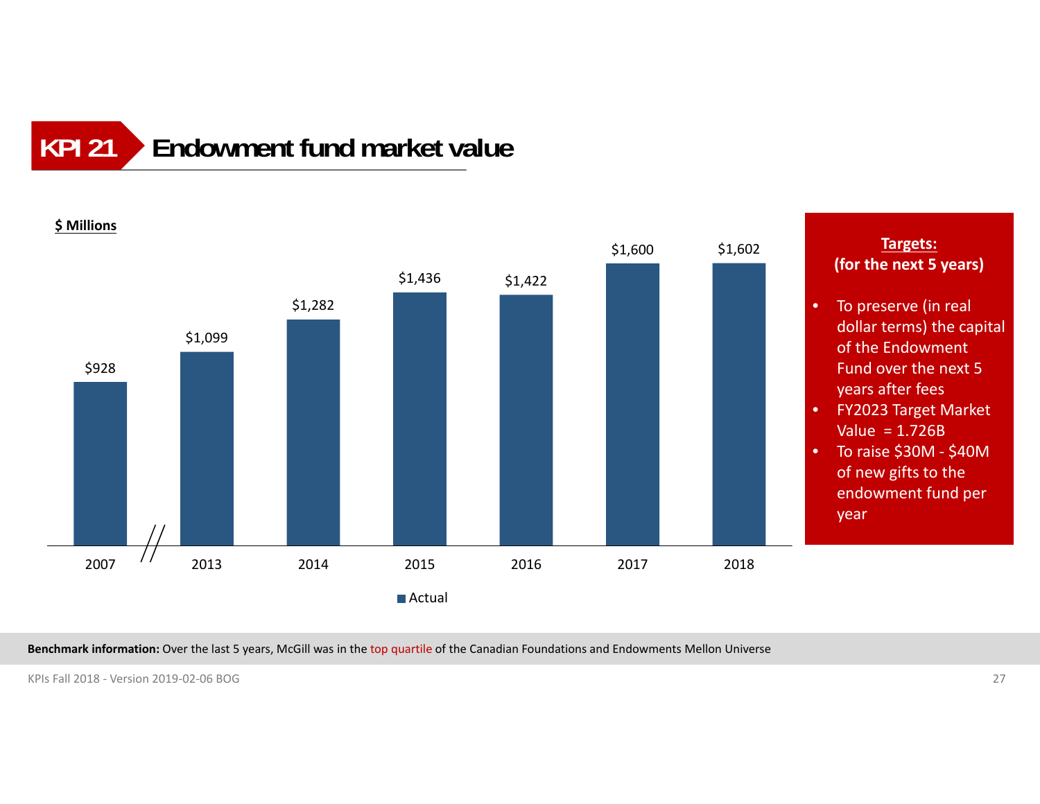# KPI 21 Endowment fund market value

**$ Millions**

| Year | Actual |
| --- | --- |
| 2007 | $928 |
| 2013 | $1,099 |
| 2014 | $1,282 |
| 2015 | $1,436 |
| 2016 | $1,422 |
| 2017 | $1,600 |
| 2018 | $1,602 |

**Targets:**
**(for the next 5 years)**

- To preserve (in real dollar terms) the capital of the Endowment Fund over the next 5 years after fees
- FY2023 Target Market Value = 1.726B
- To raise $30M - $40M of new gifts to the endowment fund per year

**Benchmark information:** Over the last 5 years, McGill was in the top quartile of the Canadian Foundations and Endowments Mellon Universe

KPIs Fall 2018 - Version 2019-02-06 BOG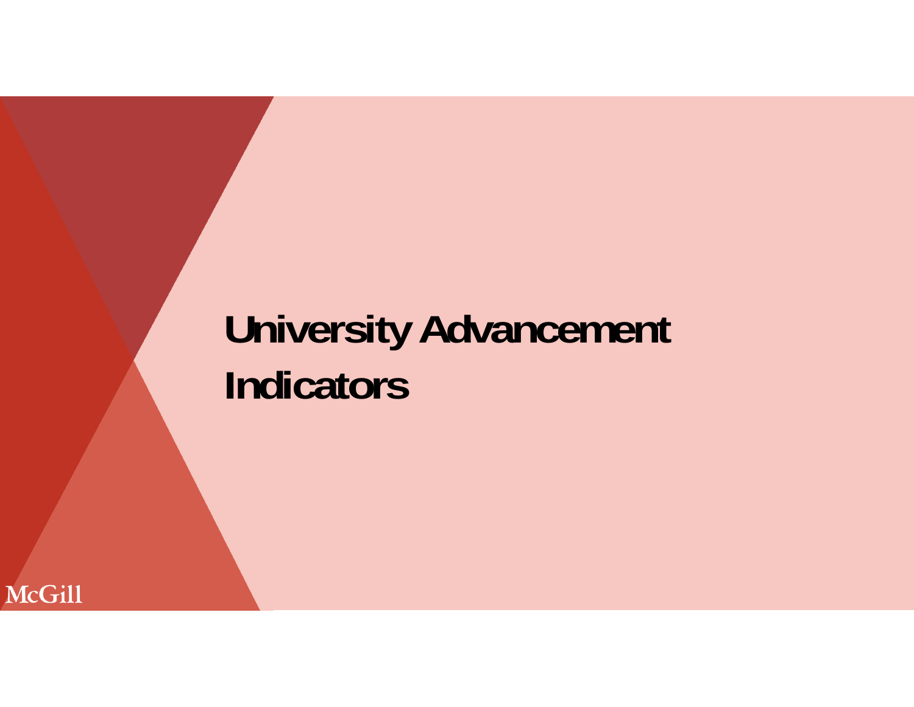# University Advancement Indicators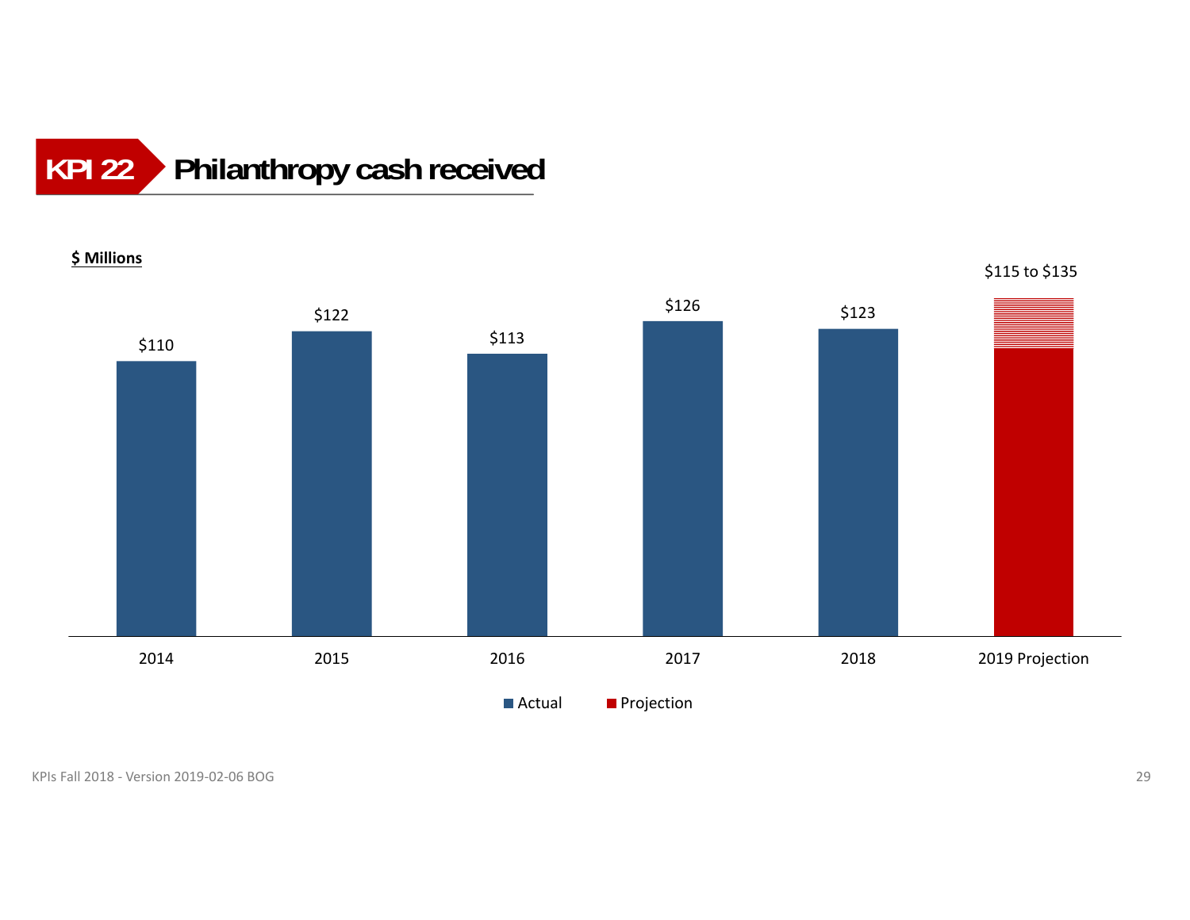# KPI 22 Philanthropy cash received

$ Millions

| Year | Value ($ Millions) |
|---|---|
| 2014 | $110 |
| 2015 | $122 |
| 2016 | $113 |
| 2017 | $126 |
| 2018 | $123 |
| 2019 Projection | $115 to $135 |

Actual / Projection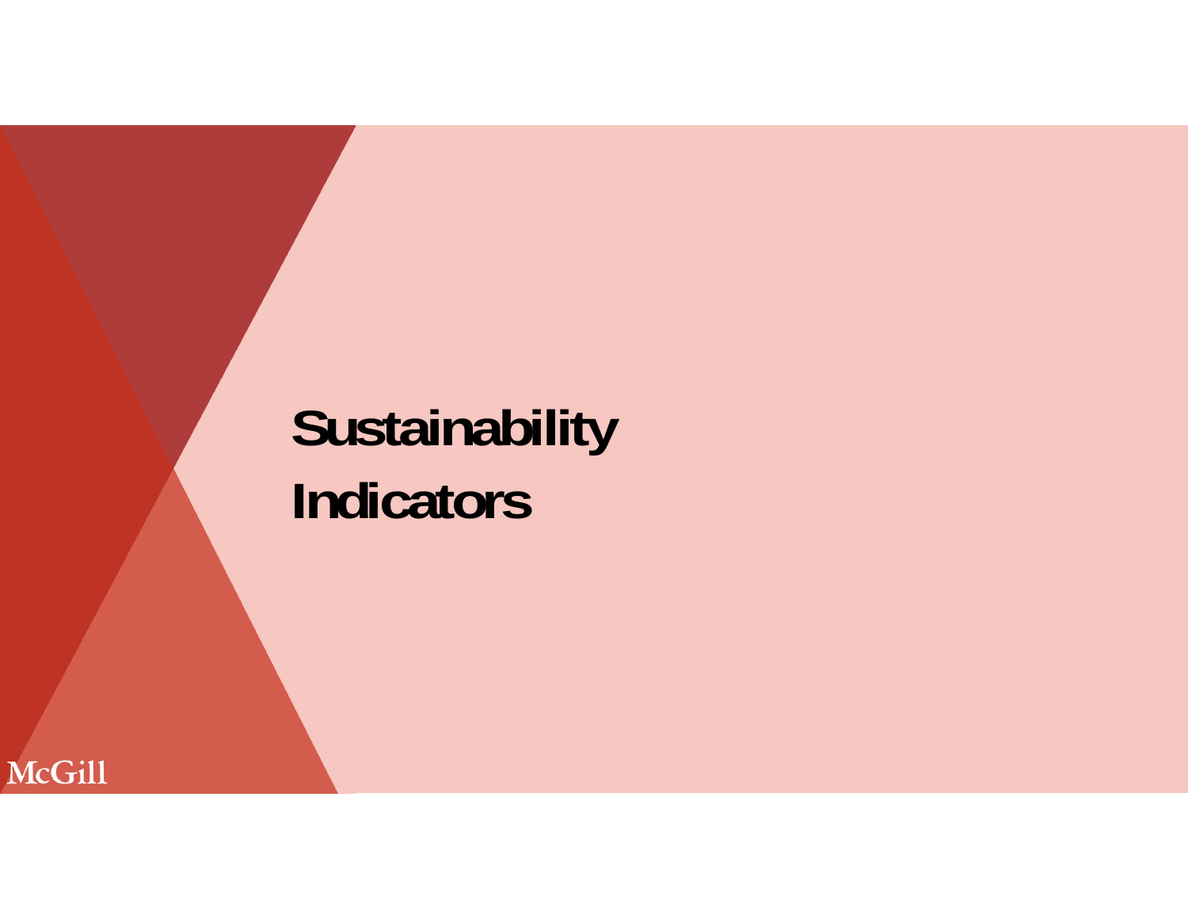# Sustainability Indicators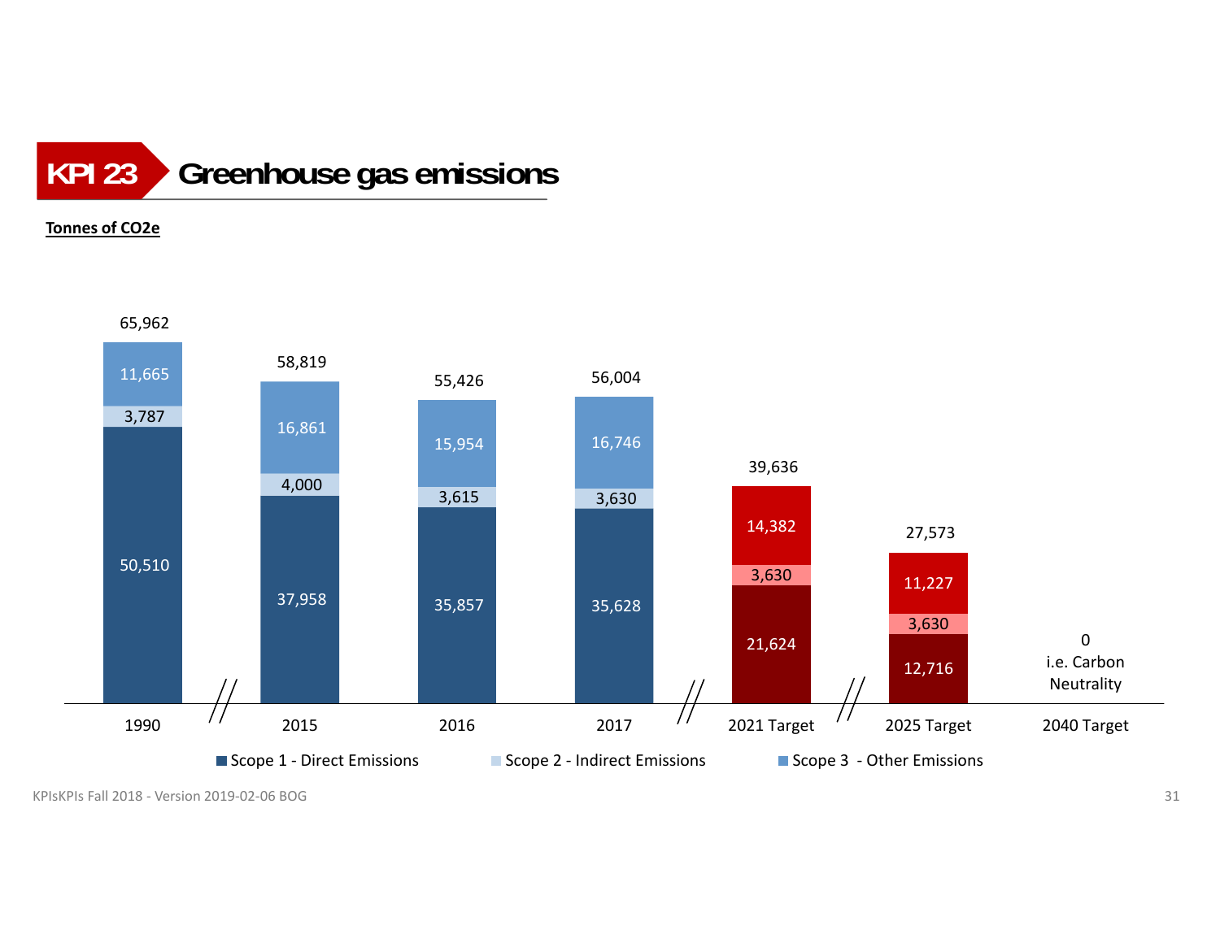## KPI 23 Greenhouse gas emissions

**Tonnes of $CO_2e$**

| | 1990 | 2015 | 2016 | 2017 | 2021 Target | 2025 Target | 2040 Target |
|---|---|---|---|---|---|---|---|
| Scope 1 - Direct Emissions | 50,510 | 37,958 | 35,857 | 35,628 | 21,624 | 12,716 | |
| Scope 2 - Indirect Emissions | 3,787 | 4,000 | 3,615 | 3,630 | 3,630 | 3,630 | |
| Scope 3 - Other Emissions | 11,665 | 16,861 | 15,954 | 16,746 | 14,382 | 11,227 | |
| Total | 65,962 | 58,819 | 55,426 | 56,004 | 39,636 | 27,573 | 0 i.e. Carbon Neutrality |

KPIsKPIs Fall 2018 - Version 2019-02-06 BOG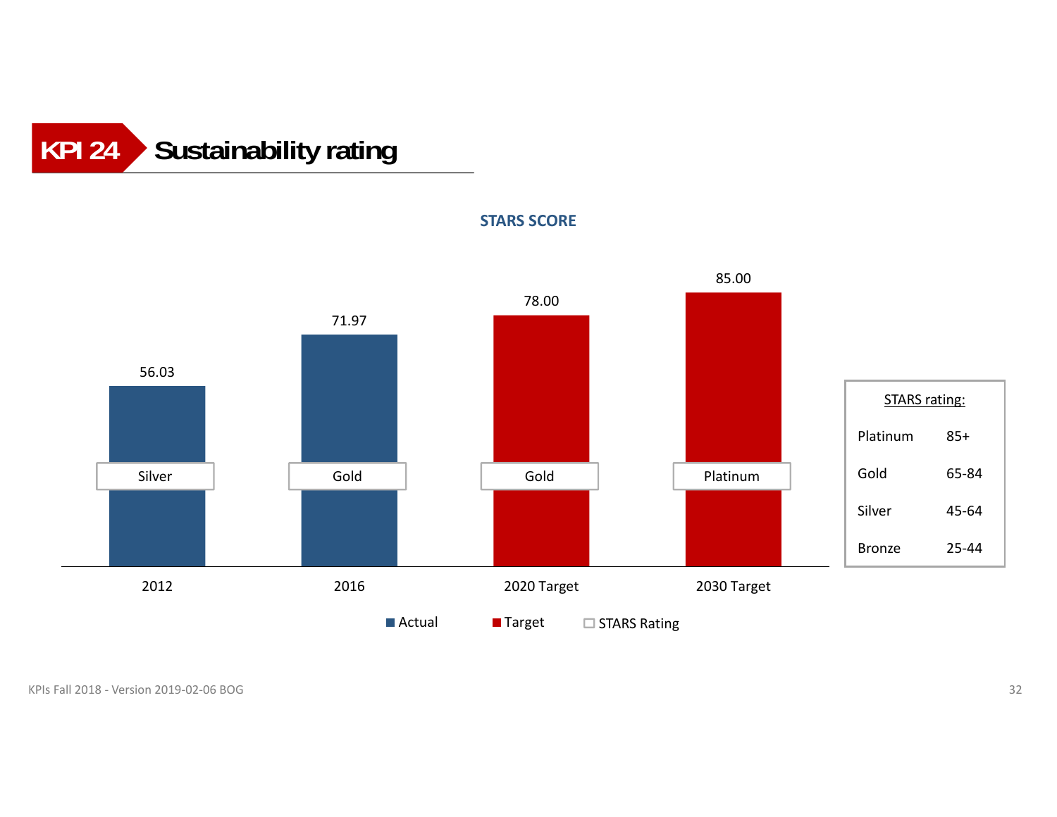# KPI 24 Sustainability rating

## STARS SCORE

| | 2012 | 2016 | 2020 Target | 2030 Target |
|---|---|---|---|---|
| STARS Score | 56.03 | 71.97 | 78.00 | 85.00 |
| STARS Rating | Silver | Gold | Gold | Platinum |

Actual | Target | STARS Rating

**STARS rating:**

| Rating | Score |
|---|---|
| Platinum | 85+ |
| Gold | 65-84 |
| Silver | 45-64 |
| Bronze | 25-44 |

KPIs Fall 2018 - Version 2019-02-06 BOG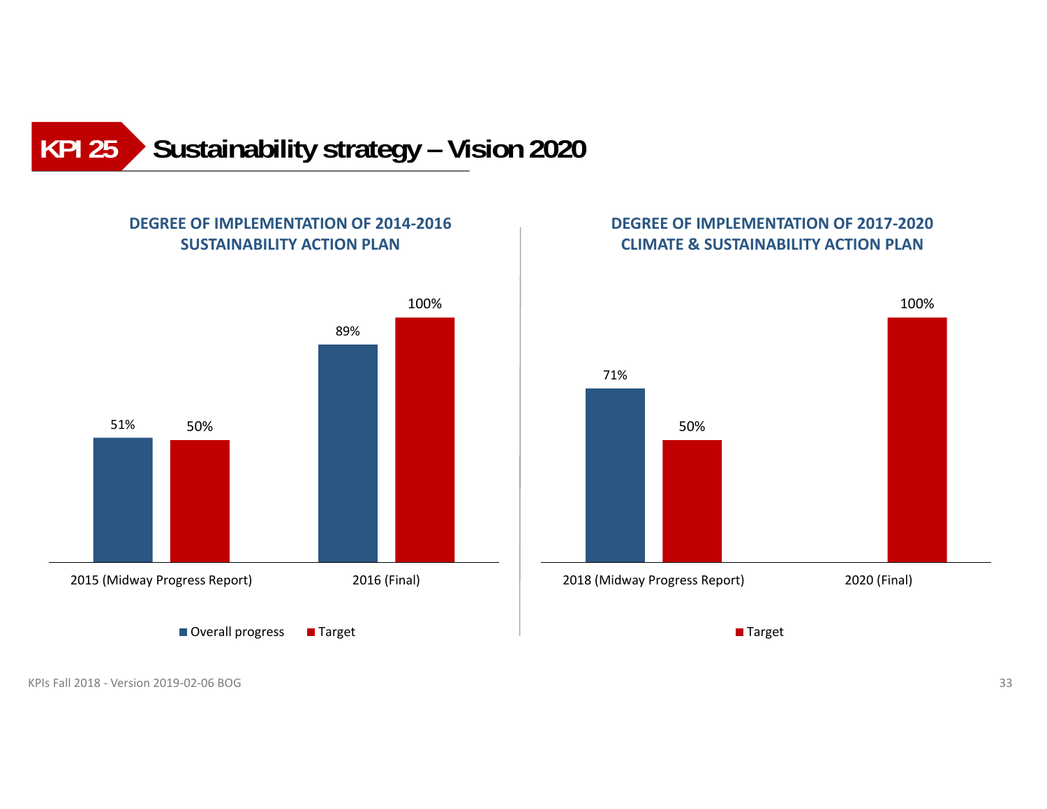# KPI 25 Sustainability strategy – Vision 2020

## DEGREE OF IMPLEMENTATION OF 2014-2016 SUSTAINABILITY ACTION PLAN

51%
50%
89%
100%

2015 (Midway Progress Report)
2016 (Final)

Overall progress
Target

## DEGREE OF IMPLEMENTATION OF 2017-2020 CLIMATE & SUSTAINABILITY ACTION PLAN

71%
50%
100%

2018 (Midway Progress Report)
2020 (Final)

Target

KPIs Fall 2018 - Version 2019-02-06 BOG